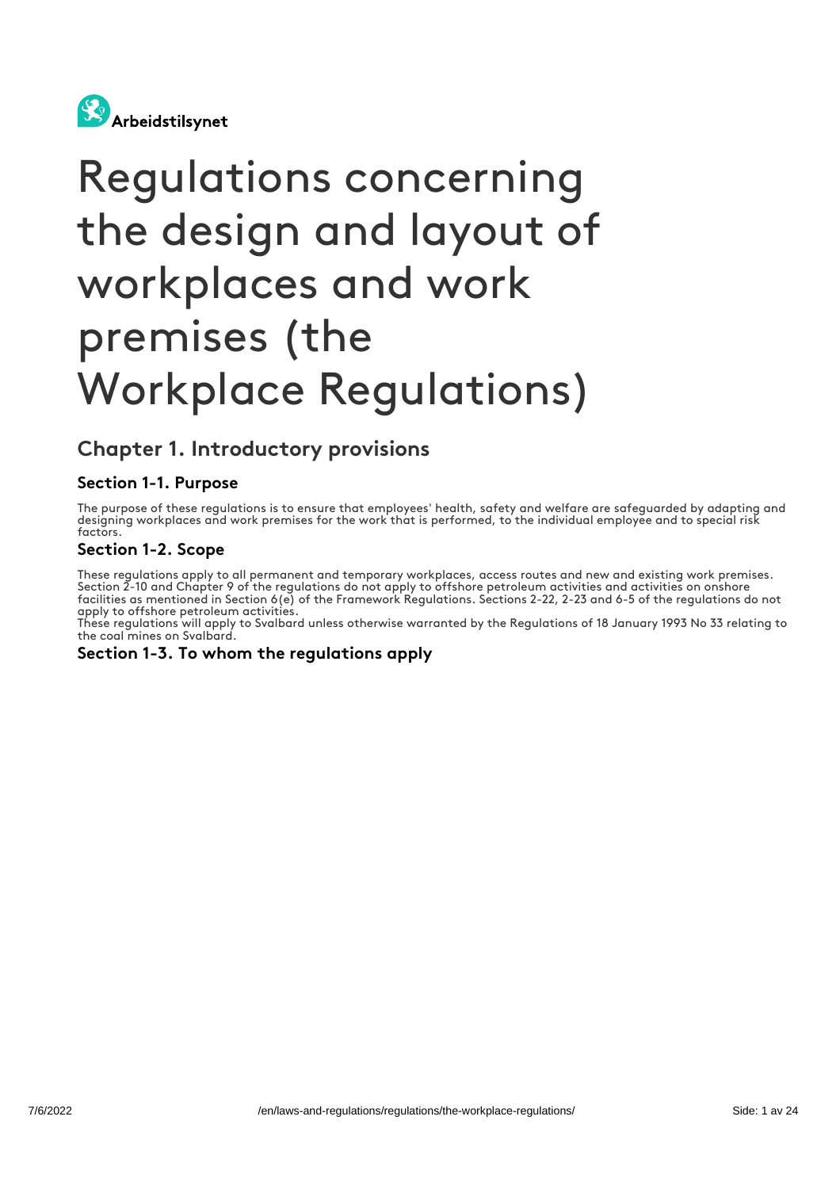Arbeidstilsynet

# Regulations concerning the design and layout of workplaces and work premises (the Workplace Regulations)

## Chapter 1. Introductory provisions

### Section 1-1. Purpose

The purpose of these regulations is to ensure that employees' health, safety and welfare are safeguarded by adapting and designing workplaces and work premises for the work that is performed, to the individual employee and to special risk factors.

### Section 1-2. Scope

These regulations apply to all permanent and temporary workplaces, access routes and new and existing work premises. Section 2-10 and Chapter 9 of the regulations do not apply to offshore petroleum activities and activities on onshore facilities as mentioned in Section 6(e) of the Framework Regulations. Sections 2-22, 2-23 and 6-5 of the regulations do not apply to offshore petroleum activities.
These regulations will apply to Svalbard unless otherwise warranted by the Regulations of 18 January 1993 No 33 relating to the coal mines on Svalbard.

### Section 1-3. To whom the regulations apply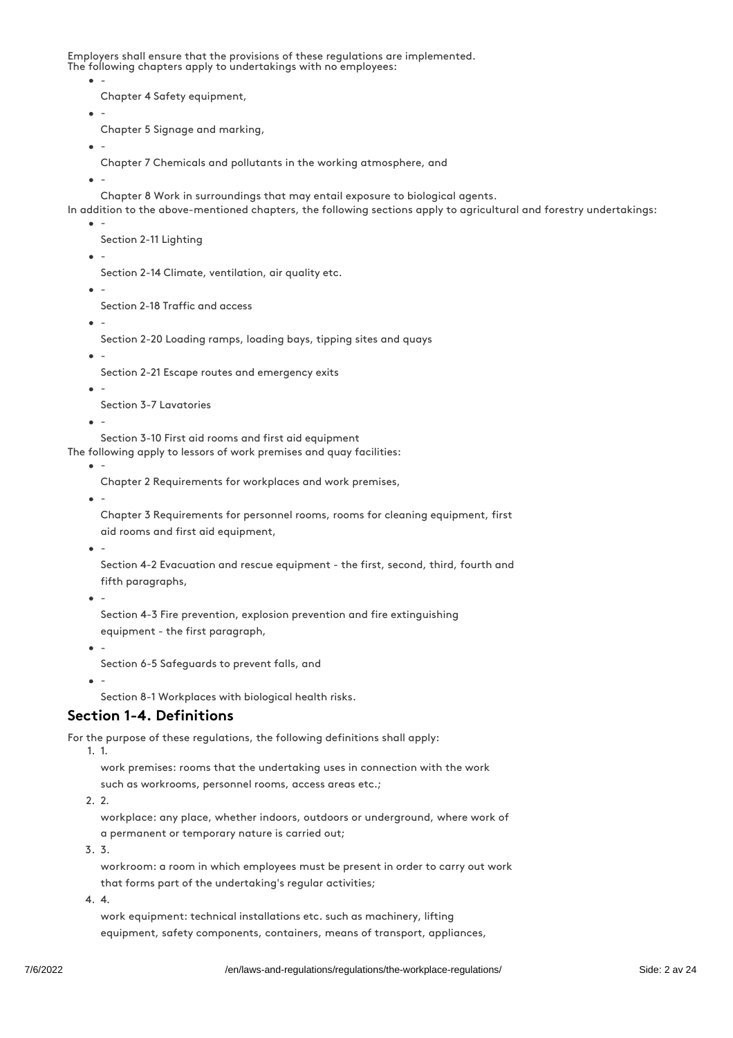Employers shall ensure that the provisions of these regulations are implemented.
The following chapters apply to undertakings with no employees:

- Chapter 4 Safety equipment,
- Chapter 5 Signage and marking,
- Chapter 7 Chemicals and pollutants in the working atmosphere, and
- Chapter 8 Work in surroundings that may entail exposure to biological agents.

In addition to the above-mentioned chapters, the following sections apply to agricultural and forestry undertakings:

- Section 2-11 Lighting
- Section 2-14 Climate, ventilation, air quality etc.
- Section 2-18 Traffic and access
- Section 2-20 Loading ramps, loading bays, tipping sites and quays
- Section 2-21 Escape routes and emergency exits
- Section 3-7 Lavatories
- Section 3-10 First aid rooms and first aid equipment

The following apply to lessors of work premises and quay facilities:

- Chapter 2 Requirements for workplaces and work premises,
- Chapter 3 Requirements for personnel rooms, rooms for cleaning equipment, first aid rooms and first aid equipment,
- Section 4-2 Evacuation and rescue equipment - the first, second, third, fourth and fifth paragraphs,
- Section 4-3 Fire prevention, explosion prevention and fire extinguishing equipment - the first paragraph,
- Section 6-5 Safeguards to prevent falls, and
- Section 8-1 Workplaces with biological health risks.

## Section 1-4. Definitions

For the purpose of these regulations, the following definitions shall apply:

1. work premises: rooms that the undertaking uses in connection with the work such as workrooms, personnel rooms, access areas etc.;
2. workplace: any place, whether indoors, outdoors or underground, where work of a permanent or temporary nature is carried out;
3. workroom: a room in which employees must be present in order to carry out work that forms part of the undertaking's regular activities;
4. work equipment: technical installations etc. such as machinery, lifting equipment, safety components, containers, means of transport, appliances,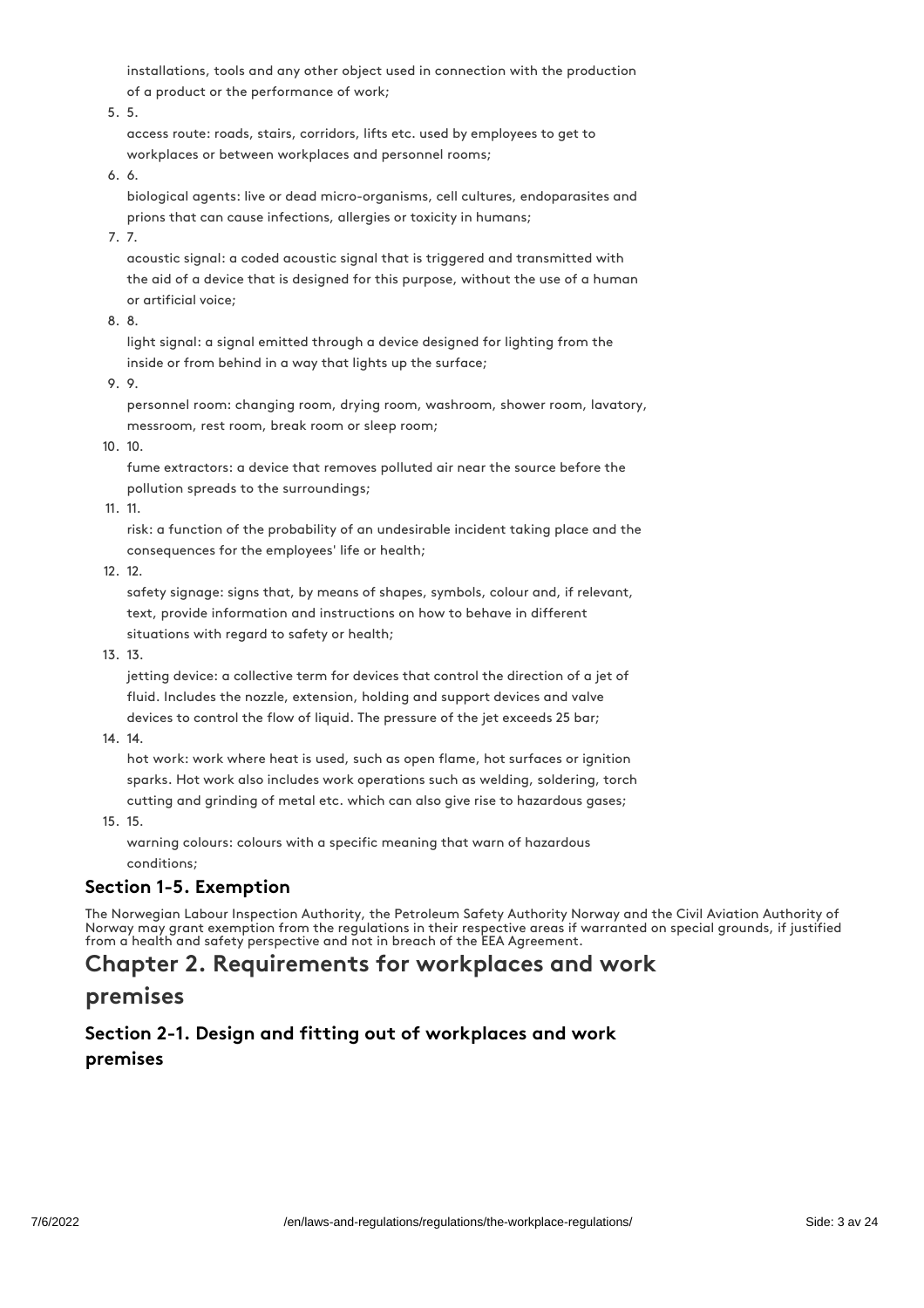installations, tools and any other object used in connection with the production of a product or the performance of work;

5. access route: roads, stairs, corridors, lifts etc. used by employees to get to workplaces or between workplaces and personnel rooms;
6. biological agents: live or dead micro-organisms, cell cultures, endoparasites and prions that can cause infections, allergies or toxicity in humans;
7. acoustic signal: a coded acoustic signal that is triggered and transmitted with the aid of a device that is designed for this purpose, without the use of a human or artificial voice;
8. light signal: a signal emitted through a device designed for lighting from the inside or from behind in a way that lights up the surface;
9. personnel room: changing room, drying room, washroom, shower room, lavatory, messroom, rest room, break room or sleep room;
10. fume extractors: a device that removes polluted air near the source before the pollution spreads to the surroundings;
11. risk: a function of the probability of an undesirable incident taking place and the consequences for the employees' life or health;
12. safety signage: signs that, by means of shapes, symbols, colour and, if relevant, text, provide information and instructions on how to behave in different situations with regard to safety or health;
13. jetting device: a collective term for devices that control the direction of a jet of fluid. Includes the nozzle, extension, holding and support devices and valve devices to control the flow of liquid. The pressure of the jet exceeds 25 bar;
14. hot work: work where heat is used, such as open flame, hot surfaces or ignition sparks. Hot work also includes work operations such as welding, soldering, torch cutting and grinding of metal etc. which can also give rise to hazardous gases;
15. warning colours: colours with a specific meaning that warn of hazardous conditions;

### Section 1-5. Exemption

The Norwegian Labour Inspection Authority, the Petroleum Safety Authority Norway and the Civil Aviation Authority of Norway may grant exemption from the regulations in their respective areas if warranted on special grounds, if justified from a health and safety perspective and not in breach of the EEA Agreement.

## Chapter 2. Requirements for workplaces and work premises

### Section 2-1. Design and fitting out of workplaces and work premises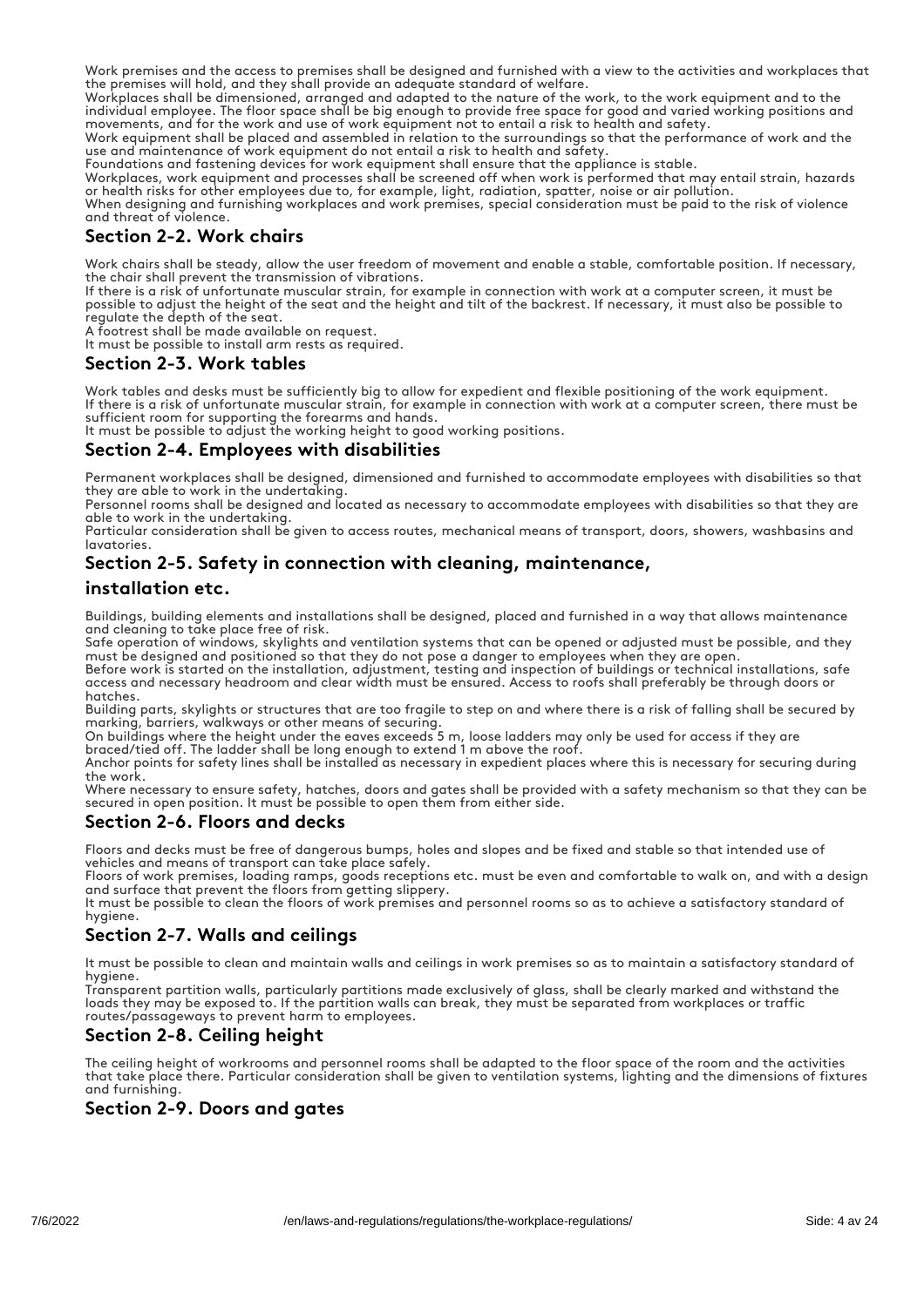Work premises and the access to premises shall be designed and furnished with a view to the activities and workplaces that the premises will hold, and they shall provide an adequate standard of welfare.

Workplaces shall be dimensioned, arranged and adapted to the nature of the work, to the work equipment and to the individual employee. The floor space shall be big enough to provide free space for good and varied working positions and movements, and for the work and use of work equipment not to entail a risk to health and safety.

Work equipment shall be placed and assembled in relation to the surroundings so that the performance of work and the use and maintenance of work equipment do not entail a risk to health and safety.

Foundations and fastening devices for work equipment shall ensure that the appliance is stable.

Workplaces, work equipment and processes shall be screened off when work is performed that may entail strain, hazards or health risks for other employees due to, for example, light, radiation, spatter, noise or air pollution.

When designing and furnishing workplaces and work premises, special consideration must be paid to the risk of violence and threat of violence.

## Section 2-2. Work chairs

Work chairs shall be steady, allow the user freedom of movement and enable a stable, comfortable position. If necessary, the chair shall prevent the transmission of vibrations.

If there is a risk of unfortunate muscular strain, for example in connection with work at a computer screen, it must be possible to adjust the height of the seat and the height and tilt of the backrest. If necessary, it must also be possible to regulate the depth of the seat.

A footrest shall be made available on request.

It must be possible to install arm rests as required.

## Section 2-3. Work tables

Work tables and desks must be sufficiently big to allow for expedient and flexible positioning of the work equipment.

If there is a risk of unfortunate muscular strain, for example in connection with work at a computer screen, there must be sufficient room for supporting the forearms and hands.

It must be possible to adjust the working height to good working positions.

## Section 2-4. Employees with disabilities

Permanent workplaces shall be designed, dimensioned and furnished to accommodate employees with disabilities so that they are able to work in the undertaking.

Personnel rooms shall be designed and located as necessary to accommodate employees with disabilities so that they are able to work in the undertaking.

Particular consideration shall be given to access routes, mechanical means of transport, doors, showers, washbasins and lavatories.

## Section 2-5. Safety in connection with cleaning, maintenance, installation etc.

Buildings, building elements and installations shall be designed, placed and furnished in a way that allows maintenance and cleaning to take place free of risk.

Safe operation of windows, skylights and ventilation systems that can be opened or adjusted must be possible, and they must be designed and positioned so that they do not pose a danger to employees when they are open.

Before work is started on the installation, adjustment, testing and inspection of buildings or technical installations, safe access and necessary headroom and clear width must be ensured. Access to roofs shall preferably be through doors or hatches.

Building parts, skylights or structures that are too fragile to step on and where there is a risk of falling shall be secured by marking, barriers, walkways or other means of securing.

On buildings where the height under the eaves exceeds 5 m, loose ladders may only be used for access if they are braced/tied off. The ladder shall be long enough to extend 1 m above the roof.

Anchor points for safety lines shall be installed as necessary in expedient places where this is necessary for securing during the work.

Where necessary to ensure safety, hatches, doors and gates shall be provided with a safety mechanism so that they can be secured in open position. It must be possible to open them from either side.

## Section 2-6. Floors and decks

Floors and decks must be free of dangerous bumps, holes and slopes and be fixed and stable so that intended use of vehicles and means of transport can take place safely.

Floors of work premises, loading ramps, goods receptions etc. must be even and comfortable to walk on, and with a design and surface that prevent the floors from getting slippery.

It must be possible to clean the floors of work premises and personnel rooms so as to achieve a satisfactory standard of hygiene.

## Section 2-7. Walls and ceilings

It must be possible to clean and maintain walls and ceilings in work premises so as to maintain a satisfactory standard of hygiene.

Transparent partition walls, particularly partitions made exclusively of glass, shall be clearly marked and withstand the loads they may be exposed to. If the partition walls can break, they must be separated from workplaces or traffic routes/passageways to prevent harm to employees.

## Section 2-8. Ceiling height

The ceiling height of workrooms and personnel rooms shall be adapted to the floor space of the room and the activities that take place there. Particular consideration shall be given to ventilation systems, lighting and the dimensions of fixtures and furnishing.

## Section 2-9. Doors and gates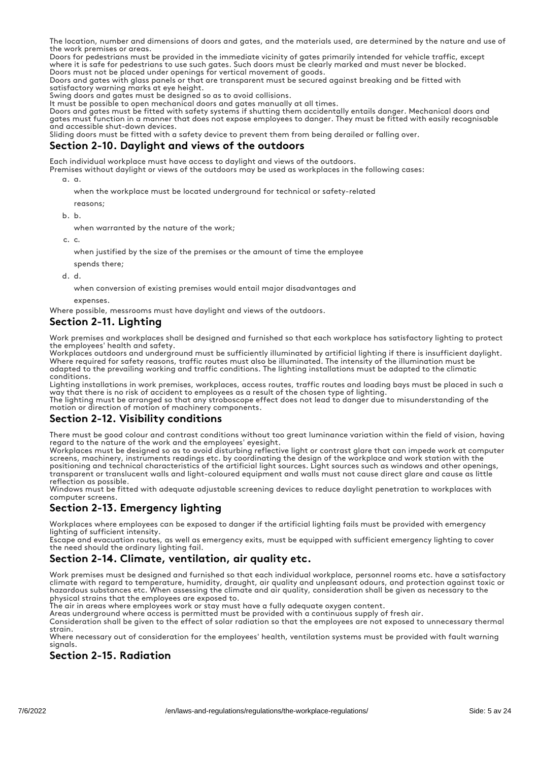The location, number and dimensions of doors and gates, and the materials used, are determined by the nature and use of the work premises or areas.

Doors for pedestrians must be provided in the immediate vicinity of gates primarily intended for vehicle traffic, except where it is safe for pedestrians to use such gates. Such doors must be clearly marked and must never be blocked.

Doors must not be placed under openings for vertical movement of goods.

Doors and gates with glass panels or that are transparent must be secured against breaking and be fitted with satisfactory warning marks at eye height.

Swing doors and gates must be designed so as to avoid collisions.

It must be possible to open mechanical doors and gates manually at all times.

Doors and gates must be fitted with safety systems if shutting them accidentally entails danger. Mechanical doors and gates must function in a manner that does not expose employees to danger. They must be fitted with easily recognisable and accessible shut-down devices.

Sliding doors must be fitted with a safety device to prevent them from being derailed or falling over.

## Section 2-10. Daylight and views of the outdoors

Each individual workplace must have access to daylight and views of the outdoors.

Premises without daylight or views of the outdoors may be used as workplaces in the following cases:

a. a.

   when the workplace must be located underground for technical or safety-related reasons;

b. b.

   when warranted by the nature of the work;

c. c.

   when justified by the size of the premises or the amount of time the employee spends there;

d. d.

   when conversion of existing premises would entail major disadvantages and expenses.

Where possible, messrooms must have daylight and views of the outdoors.

## Section 2-11. Lighting

Work premises and workplaces shall be designed and furnished so that each workplace has satisfactory lighting to protect the employees' health and safety.

Workplaces outdoors and underground must be sufficiently illuminated by artificial lighting if there is insufficient daylight. Where required for safety reasons, traffic routes must also be illuminated. The intensity of the illumination must be adapted to the prevailing working and traffic conditions. The lighting installations must be adapted to the climatic conditions.

Lighting installations in work premises, workplaces, access routes, traffic routes and loading bays must be placed in such a way that there is no risk of accident to employees as a result of the chosen type of lighting.

The lighting must be arranged so that any stroboscope effect does not lead to danger due to misunderstanding of the motion or direction of motion of machinery components.

## Section 2-12. Visibility conditions

There must be good colour and contrast conditions without too great luminance variation within the field of vision, having regard to the nature of the work and the employees' eyesight.

Workplaces must be designed so as to avoid disturbing reflective light or contrast glare that can impede work at computer screens, machinery, instruments readings etc. by coordinating the design of the workplace and work station with the positioning and technical characteristics of the artificial light sources. Light sources such as windows and other openings, transparent or translucent walls and light-coloured equipment and walls must not cause direct glare and cause as little reflection as possible.

Windows must be fitted with adequate adjustable screening devices to reduce daylight penetration to workplaces with computer screens.

## Section 2-13. Emergency lighting

Workplaces where employees can be exposed to danger if the artificial lighting fails must be provided with emergency lighting of sufficient intensity.

Escape and evacuation routes, as well as emergency exits, must be equipped with sufficient emergency lighting to cover the need should the ordinary lighting fail.

## Section 2-14. Climate, ventilation, air quality etc.

Work premises must be designed and furnished so that each individual workplace, personnel rooms etc. have a satisfactory climate with regard to temperature, humidity, draught, air quality and unpleasant odours, and protection against toxic or hazardous substances etc. When assessing the climate and air quality, consideration shall be given as necessary to the physical strains that the employees are exposed to.

The air in areas where employees work or stay must have a fully adequate oxygen content.

Areas underground where access is permitted must be provided with a continuous supply of fresh air.

Consideration shall be given to the effect of solar radiation so that the employees are not exposed to unnecessary thermal strain.

Where necessary out of consideration for the employees' health, ventilation systems must be provided with fault warning signals.

## Section 2-15. Radiation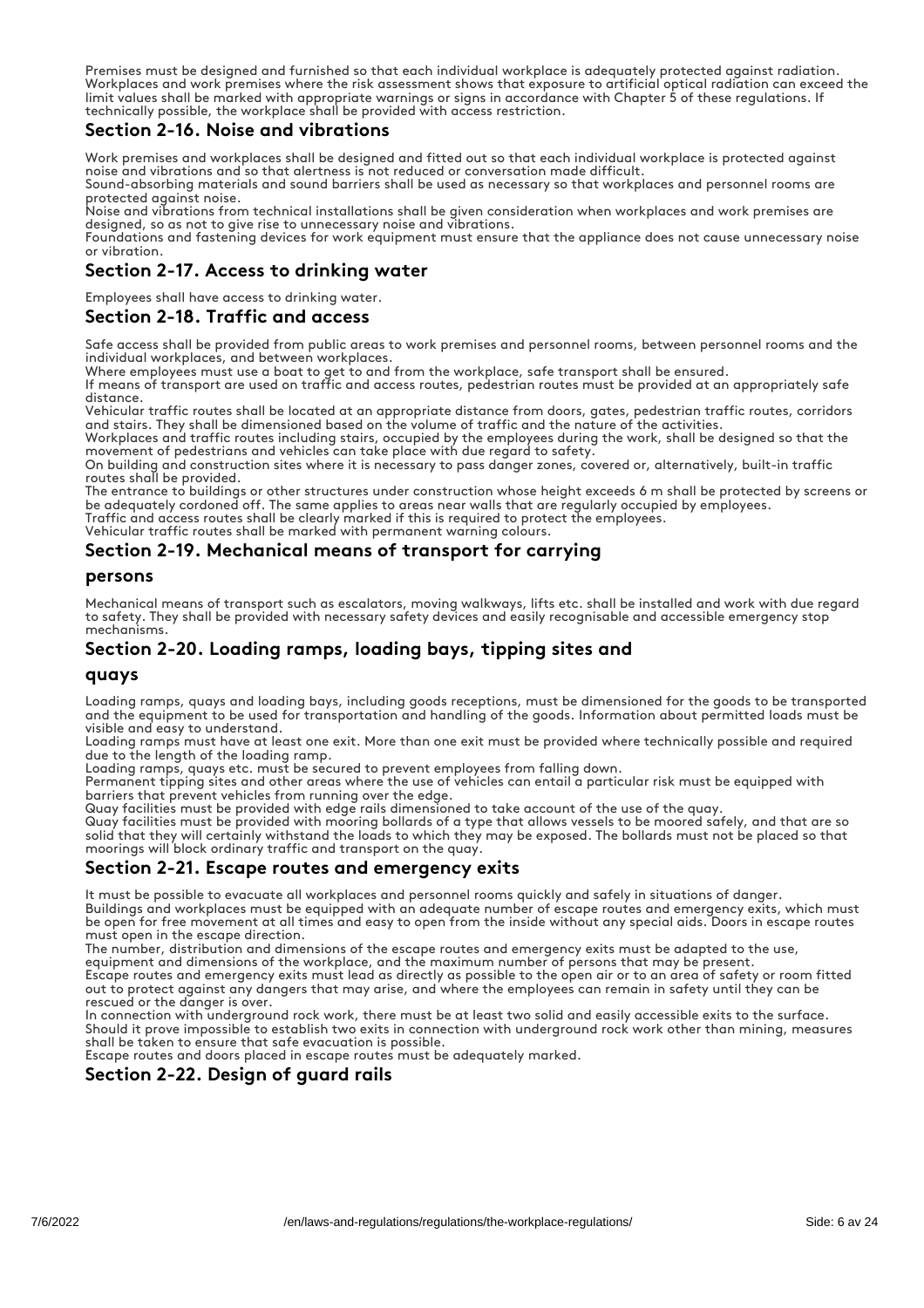Premises must be designed and furnished so that each individual workplace is adequately protected against radiation. Workplaces and work premises where the risk assessment shows that exposure to artificial optical radiation can exceed the limit values shall be marked with appropriate warnings or signs in accordance with Chapter 5 of these regulations. If technically possible, the workplace shall be provided with access restriction.

## Section 2-16. Noise and vibrations

Work premises and workplaces shall be designed and fitted out so that each individual workplace is protected against noise and vibrations and so that alertness is not reduced or conversation made difficult.
Sound-absorbing materials and sound barriers shall be used as necessary so that workplaces and personnel rooms are protected against noise.
Noise and vibrations from technical installations shall be given consideration when workplaces and work premises are designed, so as not to give rise to unnecessary noise and vibrations.
Foundations and fastening devices for work equipment must ensure that the appliance does not cause unnecessary noise or vibration.

## Section 2-17. Access to drinking water

Employees shall have access to drinking water.

## Section 2-18. Traffic and access

Safe access shall be provided from public areas to work premises and personnel rooms, between personnel rooms and the individual workplaces, and between workplaces.
Where employees must use a boat to get to and from the workplace, safe transport shall be ensured.
If means of transport are used on traffic and access routes, pedestrian routes must be provided at an appropriately safe distance.
Vehicular traffic routes shall be located at an appropriate distance from doors, gates, pedestrian traffic routes, corridors and stairs. They shall be dimensioned based on the volume of traffic and the nature of the activities.
Workplaces and traffic routes including stairs, occupied by the employees during the work, shall be designed so that the movement of pedestrians and vehicles can take place with due regard to safety.
On building and construction sites where it is necessary to pass danger zones, covered or, alternatively, built-in traffic routes shall be provided.
The entrance to buildings or other structures under construction whose height exceeds 6 m shall be protected by screens or be adequately cordoned off. The same applies to areas near walls that are regularly occupied by employees.
Traffic and access routes shall be clearly marked if this is required to protect the employees.
Vehicular traffic routes shall be marked with permanent warning colours.

## Section 2-19. Mechanical means of transport for carrying persons

Mechanical means of transport such as escalators, moving walkways, lifts etc. shall be installed and work with due regard to safety. They shall be provided with necessary safety devices and easily recognisable and accessible emergency stop mechanisms.

## Section 2-20. Loading ramps, loading bays, tipping sites and quays

Loading ramps, quays and loading bays, including goods receptions, must be dimensioned for the goods to be transported and the equipment to be used for transportation and handling of the goods. Information about permitted loads must be visible and easy to understand.
Loading ramps must have at least one exit. More than one exit must be provided where technically possible and required due to the length of the loading ramp.
Loading ramps, quays etc. must be secured to prevent employees from falling down.
Permanent tipping sites and other areas where the use of vehicles can entail a particular risk must be equipped with barriers that prevent vehicles from running over the edge.
Quay facilities must be provided with edge rails dimensioned to take account of the use of the quay.
Quay facilities must be provided with mooring bollards of a type that allows vessels to be moored safely, and that are so solid that they will certainly withstand the loads to which they may be exposed. The bollards must not be placed so that moorings will block ordinary traffic and transport on the quay.

## Section 2-21. Escape routes and emergency exits

It must be possible to evacuate all workplaces and personnel rooms quickly and safely in situations of danger.
Buildings and workplaces must be equipped with an adequate number of escape routes and emergency exits, which must be open for free movement at all times and easy to open from the inside without any special aids. Doors in escape routes must open in the escape direction.
The number, distribution and dimensions of the escape routes and emergency exits must be adapted to the use, equipment and dimensions of the workplace, and the maximum number of persons that may be present.
Escape routes and emergency exits must lead as directly as possible to the open air or to an area of safety or room fitted out to protect against any dangers that may arise, and where the employees can remain in safety until they can be rescued or the danger is over.
In connection with underground rock work, there must be at least two solid and easily accessible exits to the surface. Should it prove impossible to establish two exits in connection with underground rock work other than mining, measures shall be taken to ensure that safe evacuation is possible.
Escape routes and doors placed in escape routes must be adequately marked.

## Section 2-22. Design of guard rails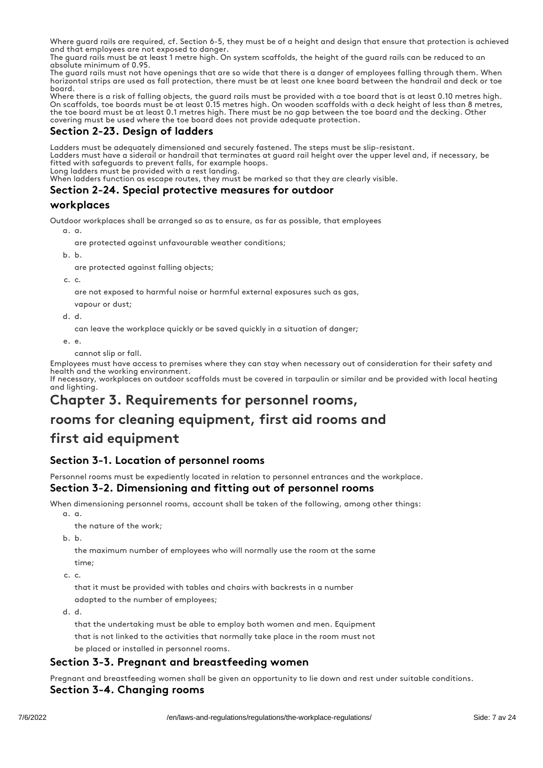Where guard rails are required, cf. Section 6-5, they must be of a height and design that ensure that protection is achieved and that employees are not exposed to danger.
The guard rails must be at least 1 metre high. On system scaffolds, the height of the guard rails can be reduced to an absolute minimum of 0.95.
The guard rails must not have openings that are so wide that there is a danger of employees falling through them. When horizontal strips are used as fall protection, there must be at least one knee board between the handrail and deck or toe board.
Where there is a risk of falling objects, the guard rails must be provided with a toe board that is at least 0.10 metres high. On scaffolds, toe boards must be at least 0.15 metres high. On wooden scaffolds with a deck height of less than 8 metres, the toe board must be at least 0.1 metres high. There must be no gap between the toe board and the decking. Other covering must be used where the toe board does not provide adequate protection.

### Section 2-23. Design of ladders

Ladders must be adequately dimensioned and securely fastened. The steps must be slip-resistant.
Ladders must have a siderail or handrail that terminates at guard rail height over the upper level and, if necessary, be fitted with safeguards to prevent falls, for example hoops.
Long ladders must be provided with a rest landing.
When ladders function as escape routes, they must be marked so that they are clearly visible.

### Section 2-24. Special protective measures for outdoor workplaces

Outdoor workplaces shall be arranged so as to ensure, as far as possible, that employees

a. are protected against unfavourable weather conditions;
b. are protected against falling objects;
c. are not exposed to harmful noise or harmful external exposures such as gas, vapour or dust;
d. can leave the workplace quickly or be saved quickly in a situation of danger;
e. cannot slip or fall.

Employees must have access to premises where they can stay when necessary out of consideration for their safety and health and the working environment.
If necessary, workplaces on outdoor scaffolds must be covered in tarpaulin or similar and be provided with local heating and lighting.

## Chapter 3. Requirements for personnel rooms, rooms for cleaning equipment, first aid rooms and first aid equipment

### Section 3-1. Location of personnel rooms

Personnel rooms must be expediently located in relation to personnel entrances and the workplace.

### Section 3-2. Dimensioning and fitting out of personnel rooms

When dimensioning personnel rooms, account shall be taken of the following, among other things:

a. the nature of the work;
b. the maximum number of employees who will normally use the room at the same time;
c. that it must be provided with tables and chairs with backrests in a number adapted to the number of employees;
d. that the undertaking must be able to employ both women and men. Equipment that is not linked to the activities that normally take place in the room must not be placed or installed in personnel rooms.

### Section 3-3. Pregnant and breastfeeding women

Pregnant and breastfeeding women shall be given an opportunity to lie down and rest under suitable conditions.

### Section 3-4. Changing rooms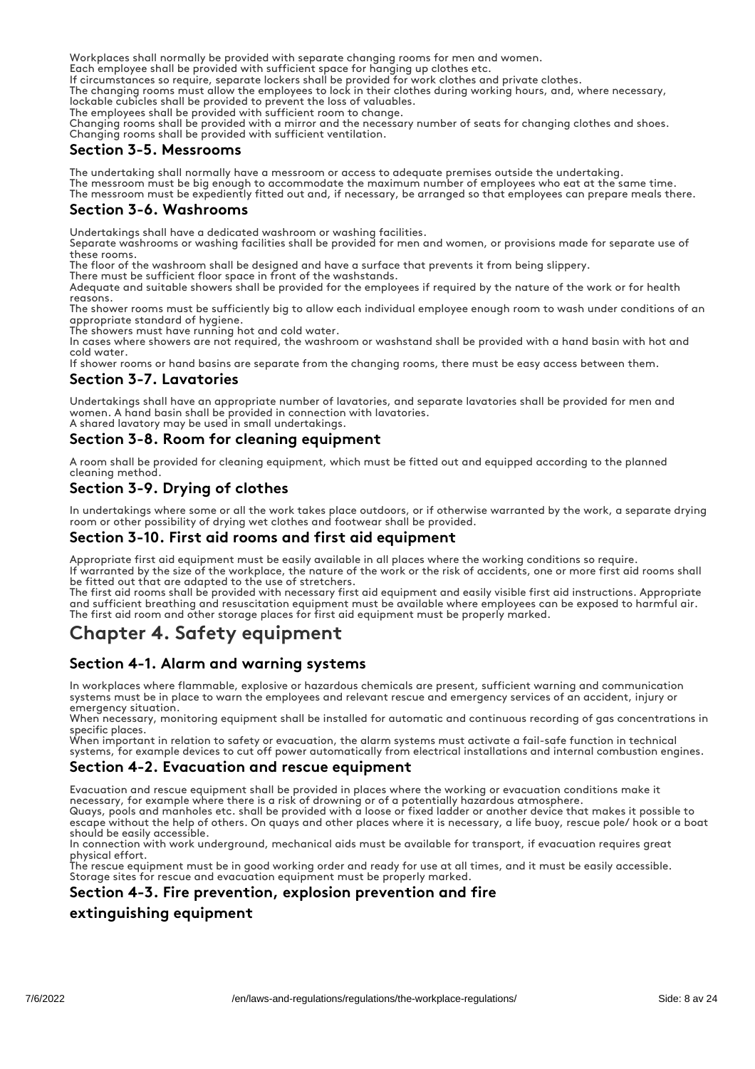Workplaces shall normally be provided with separate changing rooms for men and women.
Each employee shall be provided with sufficient space for hanging up clothes etc.
If circumstances so require, separate lockers shall be provided for work clothes and private clothes.
The changing rooms must allow the employees to lock in their clothes during working hours, and, where necessary, lockable cubicles shall be provided to prevent the loss of valuables.
The employees shall be provided with sufficient room to change.
Changing rooms shall be provided with a mirror and the necessary number of seats for changing clothes and shoes.
Changing rooms shall be provided with sufficient ventilation.

### Section 3-5. Messrooms

The undertaking shall normally have a messroom or access to adequate premises outside the undertaking.
The messroom must be big enough to accommodate the maximum number of employees who eat at the same time.
The messroom must be expediently fitted out and, if necessary, be arranged so that employees can prepare meals there.

### Section 3-6. Washrooms

Undertakings shall have a dedicated washroom or washing facilities.
Separate washrooms or washing facilities shall be provided for men and women, or provisions made for separate use of these rooms.
The floor of the washroom shall be designed and have a surface that prevents it from being slippery.
There must be sufficient floor space in front of the washstands.
Adequate and suitable showers shall be provided for the employees if required by the nature of the work or for health reasons.
The shower rooms must be sufficiently big to allow each individual employee enough room to wash under conditions of an appropriate standard of hygiene.
The showers must have running hot and cold water.
In cases where showers are not required, the washroom or washstand shall be provided with a hand basin with hot and cold water.
If shower rooms or hand basins are separate from the changing rooms, there must be easy access between them.

### Section 3-7. Lavatories

Undertakings shall have an appropriate number of lavatories, and separate lavatories shall be provided for men and women. A hand basin shall be provided in connection with lavatories.
A shared lavatory may be used in small undertakings.

### Section 3-8. Room for cleaning equipment

A room shall be provided for cleaning equipment, which must be fitted out and equipped according to the planned cleaning method.

### Section 3-9. Drying of clothes

In undertakings where some or all the work takes place outdoors, or if otherwise warranted by the work, a separate drying room or other possibility of drying wet clothes and footwear shall be provided.

### Section 3-10. First aid rooms and first aid equipment

Appropriate first aid equipment must be easily available in all places where the working conditions so require.
If warranted by the size of the workplace, the nature of the work or the risk of accidents, one or more first aid rooms shall be fitted out that are adapted to the use of stretchers.
The first aid rooms shall be provided with necessary first aid equipment and easily visible first aid instructions. Appropriate and sufficient breathing and resuscitation equipment must be available where employees can be exposed to harmful air.
The first aid room and other storage places for first aid equipment must be properly marked.

## Chapter 4. Safety equipment

### Section 4-1. Alarm and warning systems

In workplaces where flammable, explosive or hazardous chemicals are present, sufficient warning and communication systems must be in place to warn the employees and relevant rescue and emergency services of an accident, injury or emergency situation.
When necessary, monitoring equipment shall be installed for automatic and continuous recording of gas concentrations in specific places.
When important in relation to safety or evacuation, the alarm systems must activate a fail-safe function in technical systems, for example devices to cut off power automatically from electrical installations and internal combustion engines.

### Section 4-2. Evacuation and rescue equipment

Evacuation and rescue equipment shall be provided in places where the working or evacuation conditions make it necessary, for example where there is a risk of drowning or of a potentially hazardous atmosphere.
Quays, pools and manholes etc. shall be provided with a loose or fixed ladder or another device that makes it possible to escape without the help of others. On quays and other places where it is necessary, a life buoy, rescue pole/ hook or a boat should be easily accessible.
In connection with work underground, mechanical aids must be available for transport, if evacuation requires great physical effort.
The rescue equipment must be in good working order and ready for use at all times, and it must be easily accessible.
Storage sites for rescue and evacuation equipment must be properly marked.

### Section 4-3. Fire prevention, explosion prevention and fire extinguishing equipment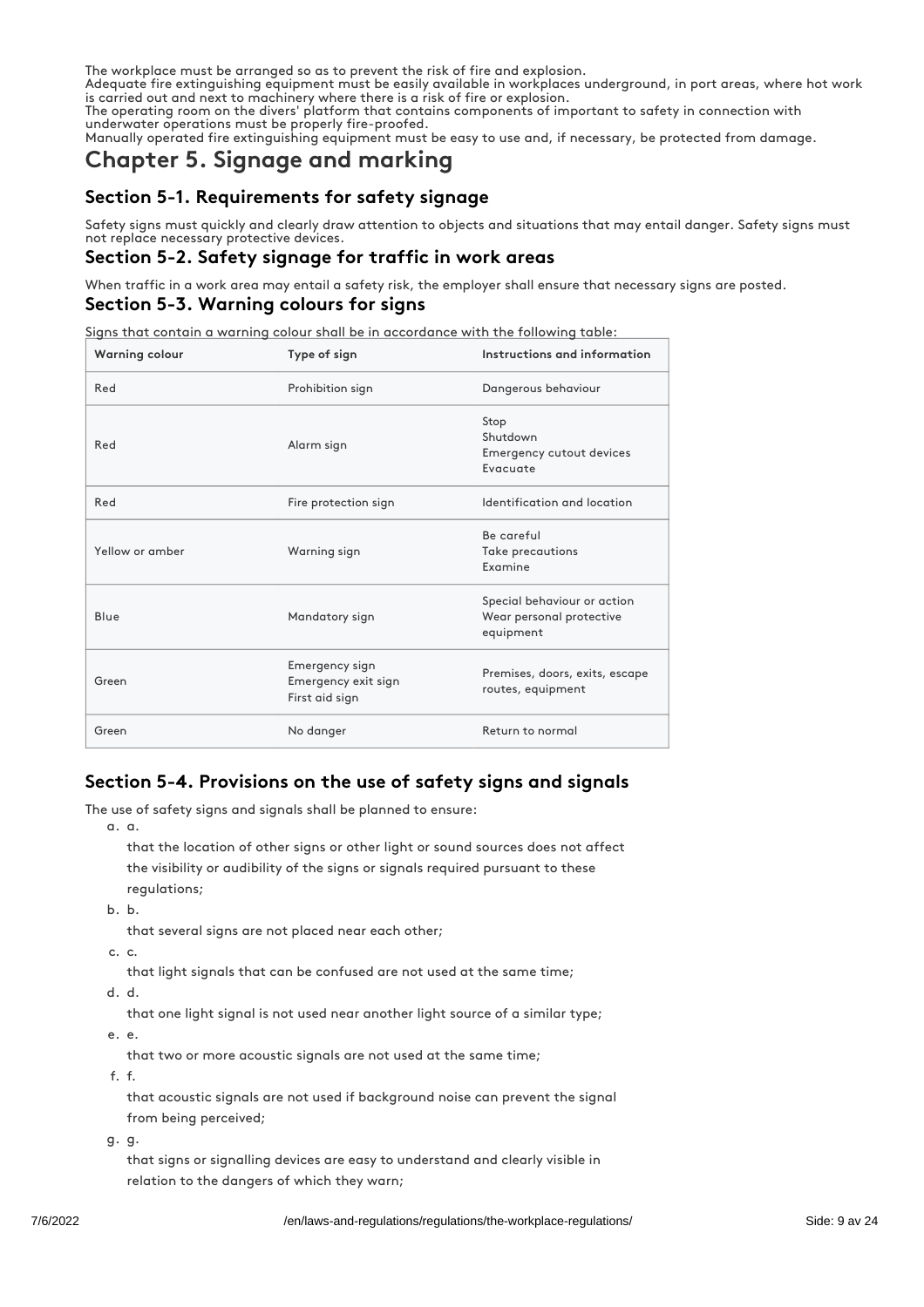The workplace must be arranged so as to prevent the risk of fire and explosion.
Adequate fire extinguishing equipment must be easily available in workplaces underground, in port areas, where hot work is carried out and next to machinery where there is a risk of fire or explosion.
The operating room on the divers' platform that contains components of important to safety in connection with underwater operations must be properly fire-proofed.
Manually operated fire extinguishing equipment must be easy to use and, if necessary, be protected from damage.

# Chapter 5. Signage and marking

## Section 5-1. Requirements for safety signage

Safety signs must quickly and clearly draw attention to objects and situations that may entail danger. Safety signs must not replace necessary protective devices.

## Section 5-2. Safety signage for traffic in work areas

When traffic in a work area may entail a safety risk, the employer shall ensure that necessary signs are posted.

## Section 5-3. Warning colours for signs

Signs that contain a warning colour shall be in accordance with the following table:

| Warning colour | Type of sign | Instructions and information |
|---|---|---|
| Red | Prohibition sign | Dangerous behaviour |
| Red | Alarm sign | Stop<br>Shutdown<br>Emergency cutout devices<br>Evacuate |
| Red | Fire protection sign | Identification and location |
| Yellow or amber | Warning sign | Be careful<br>Take precautions<br>Examine |
| Blue | Mandatory sign | Special behaviour or action<br>Wear personal protective equipment |
| Green | Emergency sign<br>Emergency exit sign<br>First aid sign | Premises, doors, exits, escape routes, equipment |
| Green | No danger | Return to normal |

## Section 5-4. Provisions on the use of safety signs and signals

The use of safety signs and signals shall be planned to ensure:

a. that the location of other signs or other light or sound sources does not affect the visibility or audibility of the signs or signals required pursuant to these regulations;
b. that several signs are not placed near each other;
c. that light signals that can be confused are not used at the same time;
d. that one light signal is not used near another light source of a similar type;
e. that two or more acoustic signals are not used at the same time;
f. that acoustic signals are not used if background noise can prevent the signal from being perceived;
g. that signs or signalling devices are easy to understand and clearly visible in relation to the dangers of which they warn;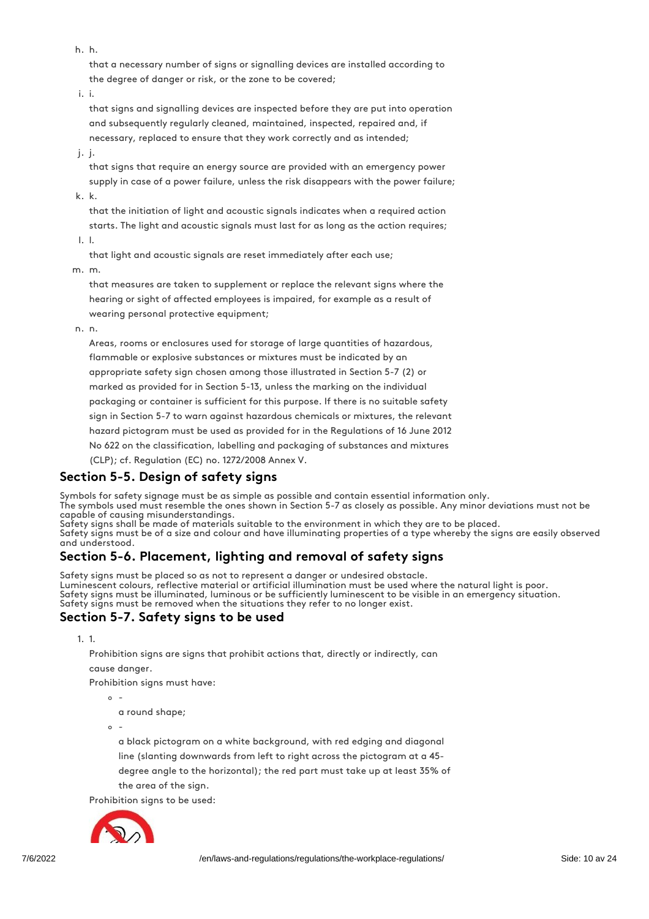h. h.

that a necessary number of signs or signalling devices are installed according to the degree of danger or risk, or the zone to be covered;

i. i.

that signs and signalling devices are inspected before they are put into operation and subsequently regularly cleaned, maintained, inspected, repaired and, if necessary, replaced to ensure that they work correctly and as intended;

j. j.

that signs that require an energy source are provided with an emergency power supply in case of a power failure, unless the risk disappears with the power failure;

k. k.

that the initiation of light and acoustic signals indicates when a required action starts. The light and acoustic signals must last for as long as the action requires;

l. l.

that light and acoustic signals are reset immediately after each use;

m. m.

that measures are taken to supplement or replace the relevant signs where the hearing or sight of affected employees is impaired, for example as a result of wearing personal protective equipment;

n. n.

Areas, rooms or enclosures used for storage of large quantities of hazardous, flammable or explosive substances or mixtures must be indicated by an appropriate safety sign chosen among those illustrated in Section 5-7 (2) or marked as provided for in Section 5-13, unless the marking on the individual packaging or container is sufficient for this purpose. If there is no suitable safety sign in Section 5-7 to warn against hazardous chemicals or mixtures, the relevant hazard pictogram must be used as provided for in the Regulations of 16 June 2012 No 622 on the classification, labelling and packaging of substances and mixtures (CLP); cf. Regulation (EC) no. 1272/2008 Annex V.

## Section 5-5. Design of safety signs

Symbols for safety signage must be as simple as possible and contain essential information only.
The symbols used must resemble the ones shown in Section 5-7 as closely as possible. Any minor deviations must not be capable of causing misunderstandings.
Safety signs shall be made of materials suitable to the environment in which they are to be placed.
Safety signs must be of a size and colour and have illuminating properties of a type whereby the signs are easily observed and understood.

## Section 5-6. Placement, lighting and removal of safety signs

Safety signs must be placed so as not to represent a danger or undesired obstacle.
Luminescent colours, reflective material or artificial illumination must be used where the natural light is poor.
Safety signs must be illuminated, luminous or be sufficiently luminescent to be visible in an emergency situation.
Safety signs must be removed when the situations they refer to no longer exist.

## Section 5-7. Safety signs to be used

1. 1.

   Prohibition signs are signs that prohibit actions that, directly or indirectly, can cause danger.

   Prohibition signs must have:

   - -

     a round shape;

   - -

     a black pictogram on a white background, with red edging and diagonal line (slanting downwards from left to right across the pictogram at a 45-degree angle to the horizontal); the red part must take up at least 35% of the area of the sign.

   Prohibition signs to be used: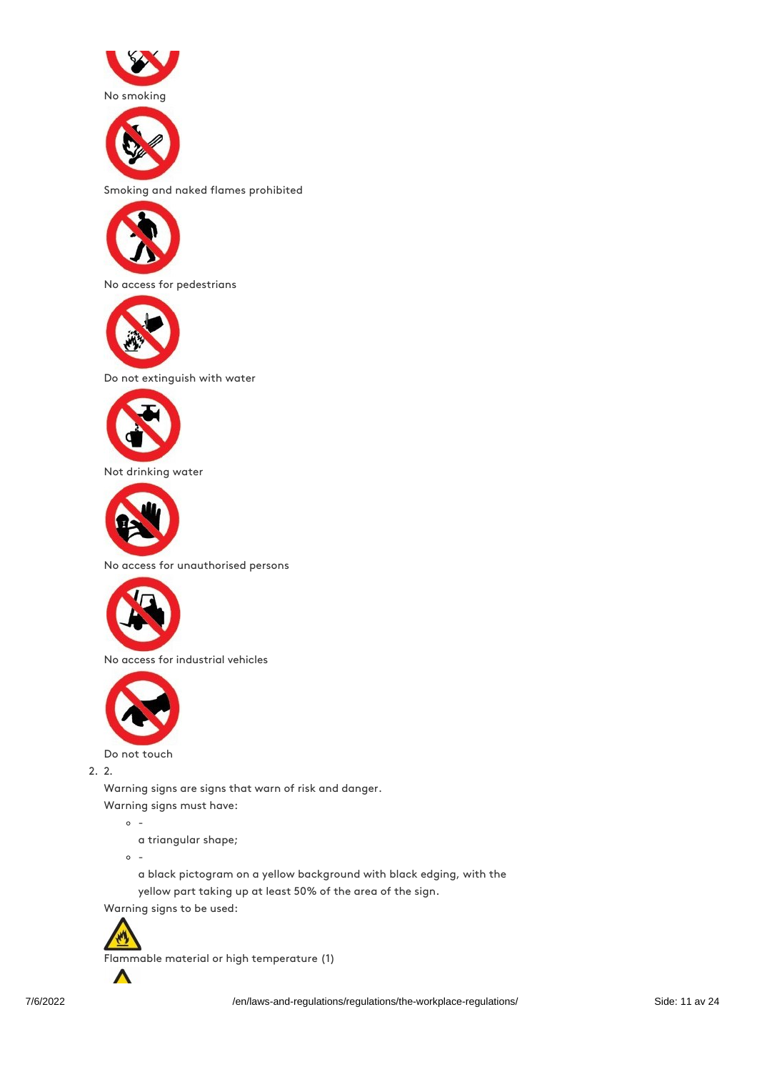No smoking

Smoking and naked flames prohibited

No access for pedestrians

Do not extinguish with water

Not drinking water

No access for unauthorised persons

No access for industrial vehicles

Do not touch

2. 2.

   Warning signs are signs that warn of risk and danger.

   Warning signs must have:

   - -

     a triangular shape;
   - -

     a black pictogram on a yellow background with black edging, with the yellow part taking up at least 50% of the area of the sign.

   Warning signs to be used:

   Flammable material or high temperature (1)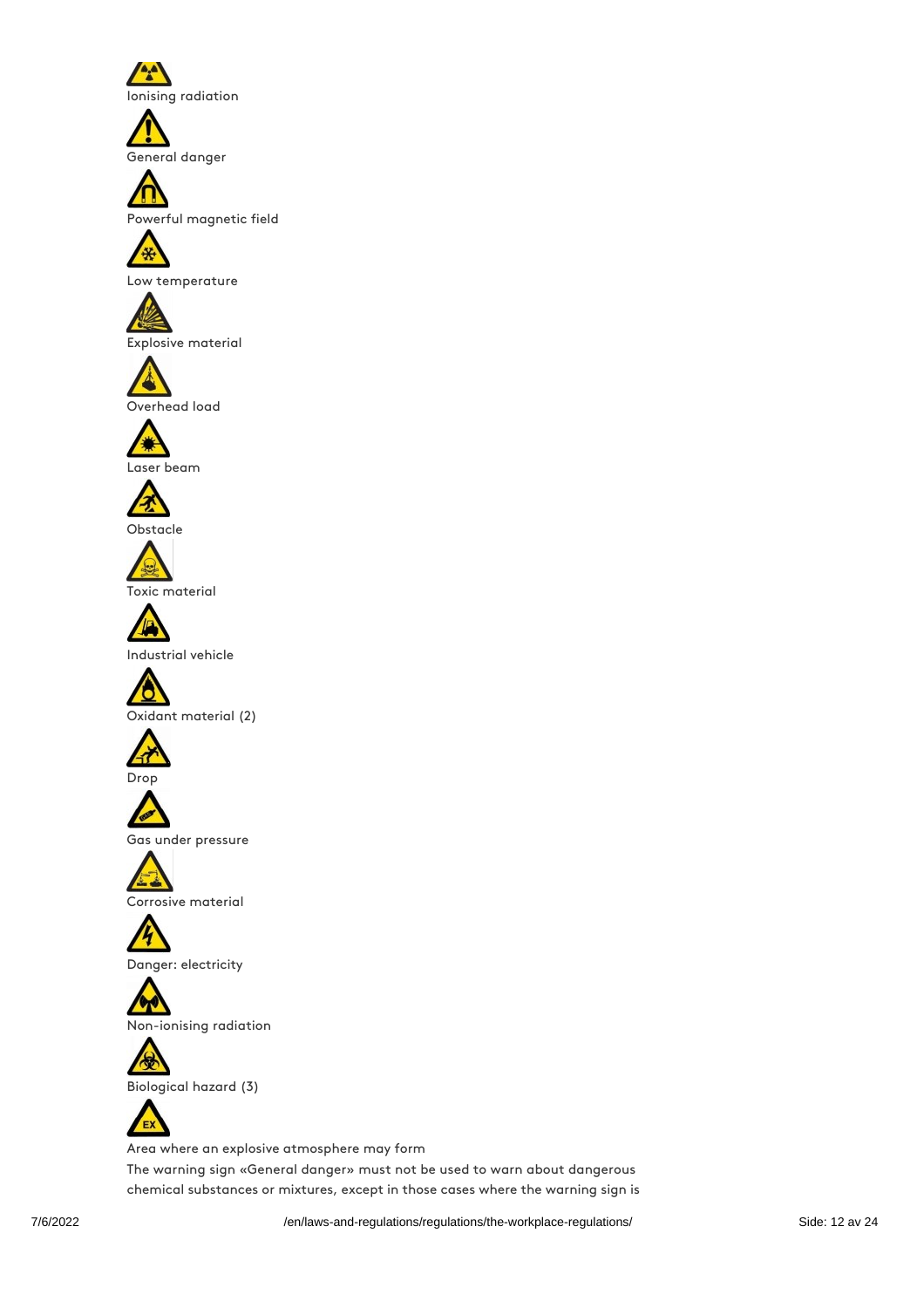Ionising radiation

General danger

Powerful magnetic field

Low temperature

Explosive material

Overhead load

Laser beam

Obstacle

Toxic material

Industrial vehicle

Oxidant material (2)

Drop

Gas under pressure

Corrosive material

Danger: electricity

Non-ionising radiation

Biological hazard (3)

Area where an explosive atmosphere may form

The warning sign «General danger» must not be used to warn about dangerous chemical substances or mixtures, except in those cases where the warning sign is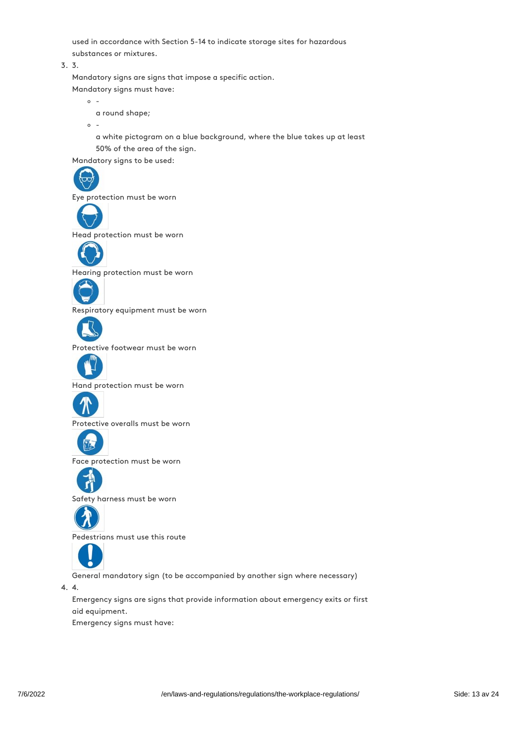used in accordance with Section 5-14 to indicate storage sites for hazardous substances or mixtures.

3. 3.

   Mandatory signs are signs that impose a specific action.

   Mandatory signs must have:

   - -

     a round shape;
   - -

     a white pictogram on a blue background, where the blue takes up at least 50% of the area of the sign.

   Mandatory signs to be used:

   Eye protection must be worn

   Head protection must be worn

   Hearing protection must be worn

   Respiratory equipment must be worn

   Protective footwear must be worn

   Hand protection must be worn

   Protective overalls must be worn

   Face protection must be worn

   Safety harness must be worn

   Pedestrians must use this route

   General mandatory sign (to be accompanied by another sign where necessary)

4. 4.

   Emergency signs are signs that provide information about emergency exits or first aid equipment.

   Emergency signs must have: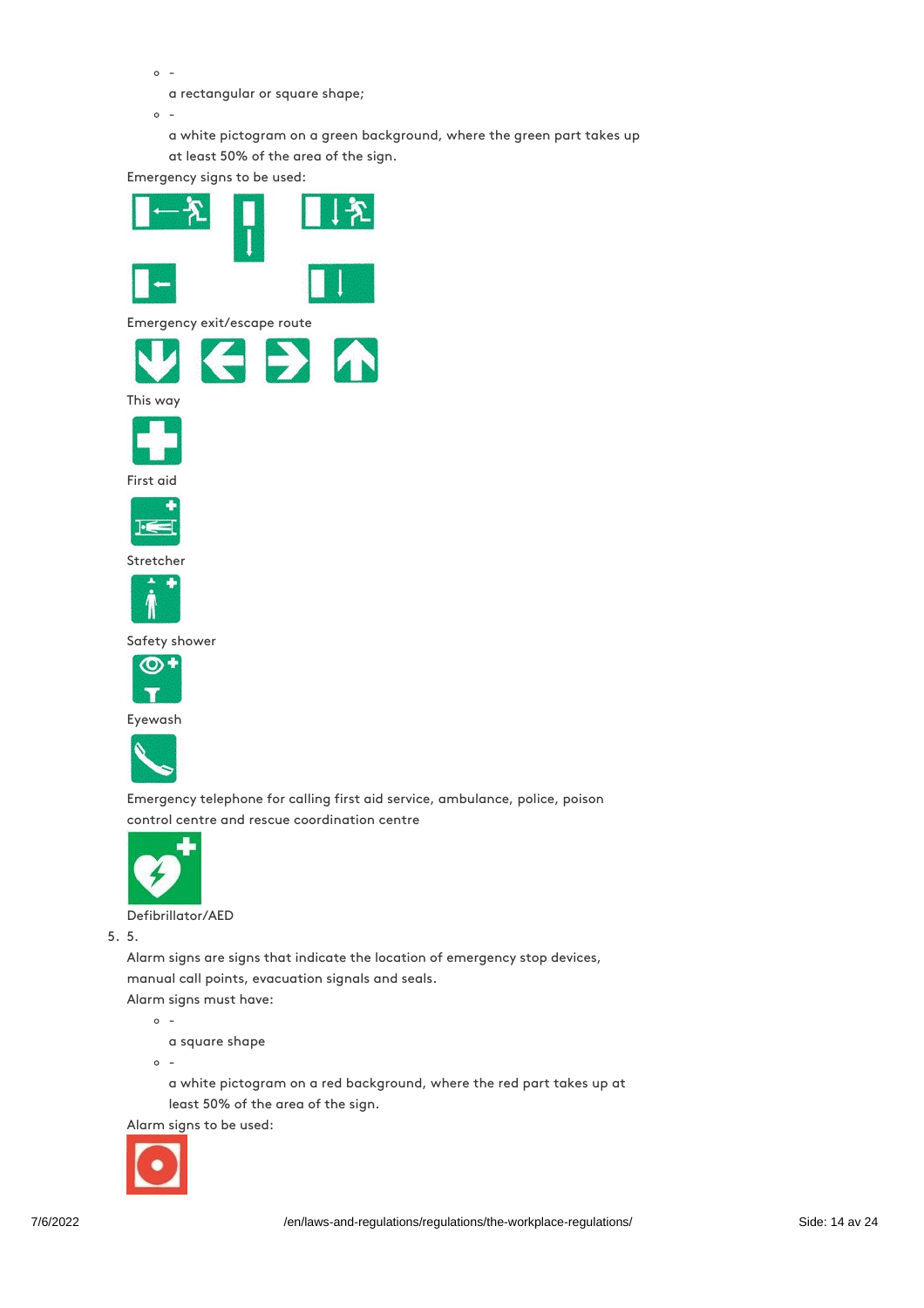- a rectangular or square shape;
- a white pictogram on a green background, where the green part takes up at least 50% of the area of the sign.

Emergency signs to be used:

Emergency exit/escape route

This way

First aid

Stretcher

Safety shower

Eyewash

Emergency telephone for calling first aid service, ambulance, police, poison control centre and rescue coordination centre

Defibrillator/AED

5. Alarm signs are signs that indicate the location of emergency stop devices, manual call points, evacuation signals and seals.

   Alarm signs must have:

   - a square shape
   - a white pictogram on a red background, where the red part takes up at least 50% of the area of the sign.

   Alarm signs to be used: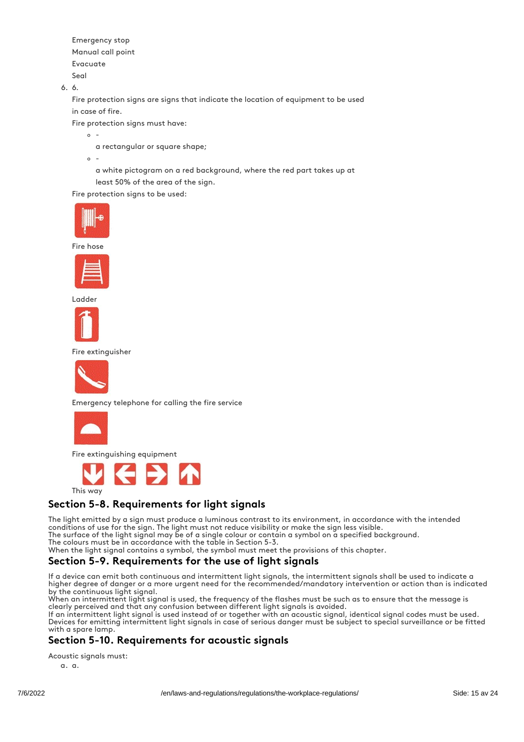Emergency stop
Manual call point
Evacuate
Seal

6. 6.

   Fire protection signs are signs that indicate the location of equipment to be used in case of fire.

   Fire protection signs must have:

   - -

     a rectangular or square shape;

   - -

     a white pictogram on a red background, where the red part takes up at least 50% of the area of the sign.

   Fire protection signs to be used:

   Fire hose

   Ladder

   Fire extinguisher

   Emergency telephone for calling the fire service

   Fire extinguishing equipment

   This way

## Section 5-8. Requirements for light signals

The light emitted by a sign must produce a luminous contrast to its environment, in accordance with the intended conditions of use for the sign. The light must not reduce visibility or make the sign less visible.
The surface of the light signal may be of a single colour or contain a symbol on a specified background.
The colours must be in accordance with the table in Section 5-3.
When the light signal contains a symbol, the symbol must meet the provisions of this chapter.

## Section 5-9. Requirements for the use of light signals

If a device can emit both continuous and intermittent light signals, the intermittent signals shall be used to indicate a higher degree of danger or a more urgent need for the recommended/mandatory intervention or action than is indicated by the continuous light signal.
When an intermittent light signal is used, the frequency of the flashes must be such as to ensure that the message is clearly perceived and that any confusion between different light signals is avoided.
If an intermittent light signal is used instead of or together with an acoustic signal, identical signal codes must be used.
Devices for emitting intermittent light signals in case of serious danger must be subject to special surveillance or be fitted with a spare lamp.

## Section 5-10. Requirements for acoustic signals

Acoustic signals must:

a. a.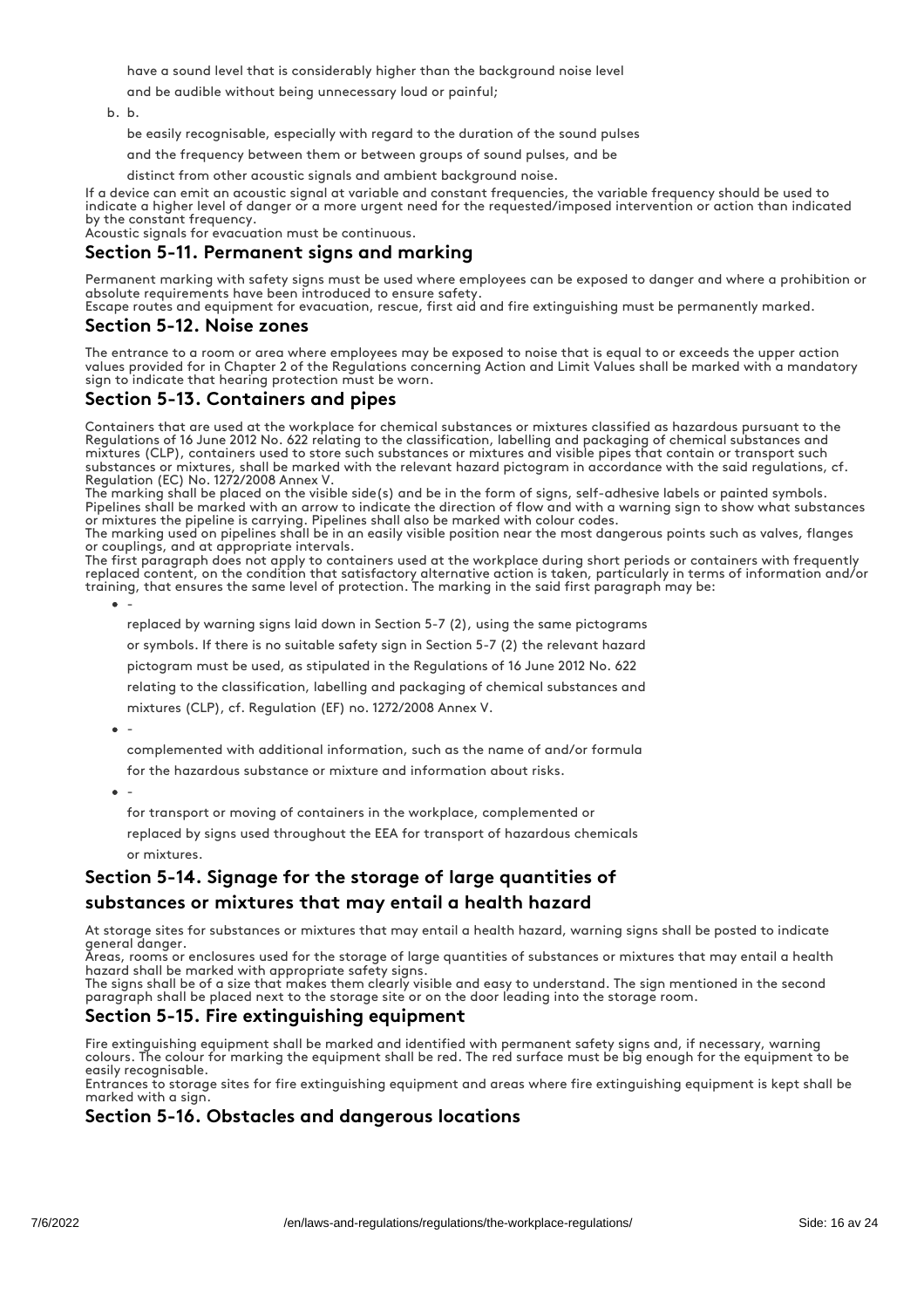have a sound level that is considerably higher than the background noise level and be audible without being unnecessary loud or painful;

b. b.

be easily recognisable, especially with regard to the duration of the sound pulses and the frequency between them or between groups of sound pulses, and be distinct from other acoustic signals and ambient background noise.

If a device can emit an acoustic signal at variable and constant frequencies, the variable frequency should be used to indicate a higher level of danger or a more urgent need for the requested/imposed intervention or action than indicated by the constant frequency.
Acoustic signals for evacuation must be continuous.

## Section 5-11. Permanent signs and marking

Permanent marking with safety signs must be used where employees can be exposed to danger and where a prohibition or absolute requirements have been introduced to ensure safety.
Escape routes and equipment for evacuation, rescue, first aid and fire extinguishing must be permanently marked.

## Section 5-12. Noise zones

The entrance to a room or area where employees may be exposed to noise that is equal to or exceeds the upper action values provided for in Chapter 2 of the Regulations concerning Action and Limit Values shall be marked with a mandatory sign to indicate that hearing protection must be worn.

## Section 5-13. Containers and pipes

Containers that are used at the workplace for chemical substances or mixtures classified as hazardous pursuant to the Regulations of 16 June 2012 No. 622 relating to the classification, labelling and packaging of chemical substances and mixtures (CLP), containers used to store such substances or mixtures and visible pipes that contain or transport such substances or mixtures, shall be marked with the relevant hazard pictogram in accordance with the said regulations, cf. Regulation (EC) No. 1272/2008 Annex V.
The marking shall be placed on the visible side(s) and be in the form of signs, self-adhesive labels or painted symbols.
Pipelines shall be marked with an arrow to indicate the direction of flow and with a warning sign to show what substances or mixtures the pipeline is carrying. Pipelines shall also be marked with colour codes.
The marking used on pipelines shall be in an easily visible position near the most dangerous points such as valves, flanges or couplings, and at appropriate intervals.
The first paragraph does not apply to containers used at the workplace during short periods or containers with frequently replaced content, on the condition that satisfactory alternative action is taken, particularly in terms of information and/or training, that ensures the same level of protection. The marking in the said first paragraph may be:

- -

  replaced by warning signs laid down in Section 5-7 (2), using the same pictograms or symbols. If there is no suitable safety sign in Section 5-7 (2) the relevant hazard pictogram must be used, as stipulated in the Regulations of 16 June 2012 No. 622 relating to the classification, labelling and packaging of chemical substances and mixtures (CLP), cf. Regulation (EF) no. 1272/2008 Annex V.

- -

  complemented with additional information, such as the name of and/or formula for the hazardous substance or mixture and information about risks.

- -

  for transport or moving of containers in the workplace, complemented or replaced by signs used throughout the EEA for transport of hazardous chemicals or mixtures.

## Section 5-14. Signage for the storage of large quantities of substances or mixtures that may entail a health hazard

At storage sites for substances or mixtures that may entail a health hazard, warning signs shall be posted to indicate general danger.
Areas, rooms or enclosures used for the storage of large quantities of substances or mixtures that may entail a health hazard shall be marked with appropriate safety signs.
The signs shall be of a size that makes them clearly visible and easy to understand. The sign mentioned in the second paragraph shall be placed next to the storage site or on the door leading into the storage room.

## Section 5-15. Fire extinguishing equipment

Fire extinguishing equipment shall be marked and identified with permanent safety signs and, if necessary, warning colours. The colour for marking the equipment shall be red. The red surface must be big enough for the equipment to be easily recognisable.
Entrances to storage sites for fire extinguishing equipment and areas where fire extinguishing equipment is kept shall be marked with a sign.

## Section 5-16. Obstacles and dangerous locations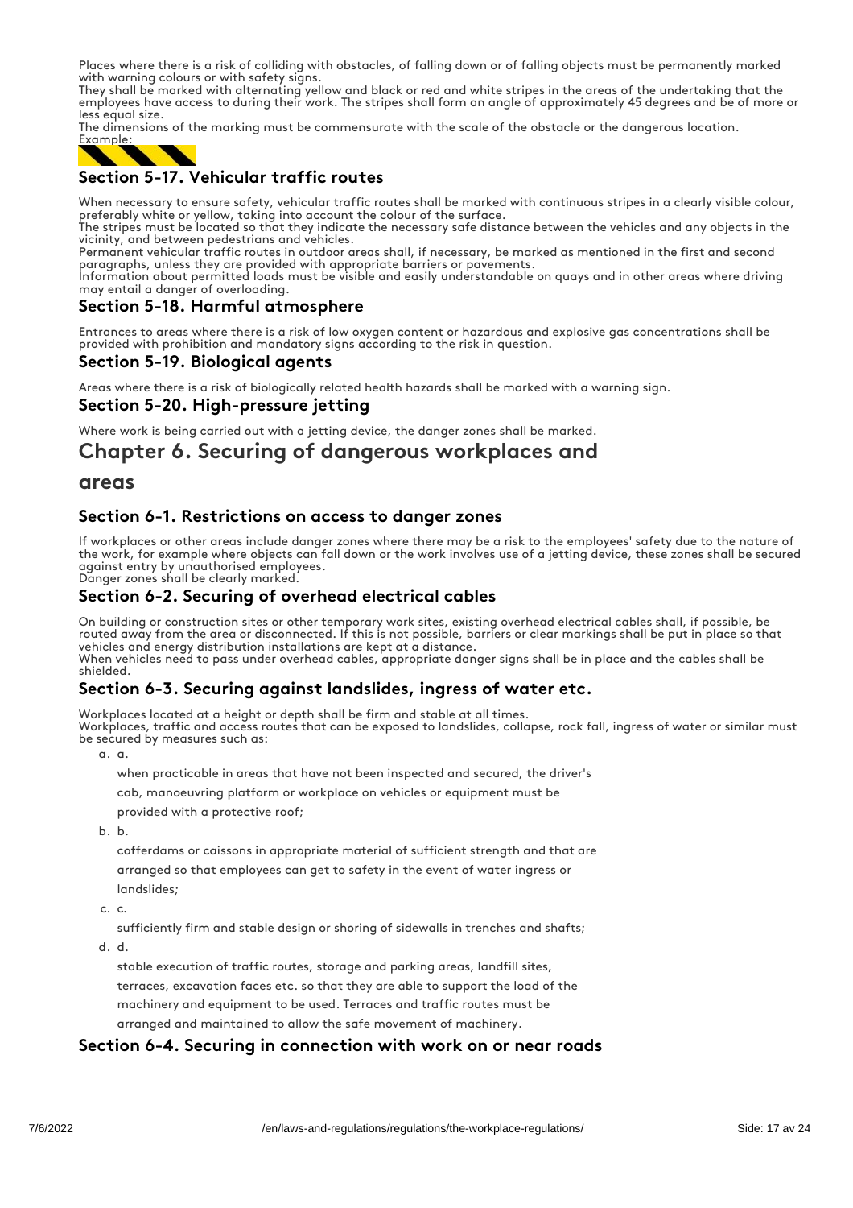Places where there is a risk of colliding with obstacles, of falling down or of falling objects must be permanently marked with warning colours or with safety signs.
They shall be marked with alternating yellow and black or red and white stripes in the areas of the undertaking that the employees have access to during their work. The stripes shall form an angle of approximately 45 degrees and be of more or less equal size.
The dimensions of the marking must be commensurate with the scale of the obstacle or the dangerous location.
Example:

### Section 5-17. Vehicular traffic routes

When necessary to ensure safety, vehicular traffic routes shall be marked with continuous stripes in a clearly visible colour, preferably white or yellow, taking into account the colour of the surface.
The stripes must be located so that they indicate the necessary safe distance between the vehicles and any objects in the vicinity, and between pedestrians and vehicles.
Permanent vehicular traffic routes in outdoor areas shall, if necessary, be marked as mentioned in the first and second paragraphs, unless they are provided with appropriate barriers or pavements.
Information about permitted loads must be visible and easily understandable on quays and in other areas where driving may entail a danger of overloading.

### Section 5-18. Harmful atmosphere

Entrances to areas where there is a risk of low oxygen content or hazardous and explosive gas concentrations shall be provided with prohibition and mandatory signs according to the risk in question.

### Section 5-19. Biological agents

Areas where there is a risk of biologically related health hazards shall be marked with a warning sign.

### Section 5-20. High-pressure jetting

Where work is being carried out with a jetting device, the danger zones shall be marked.

## Chapter 6. Securing of dangerous workplaces and areas

### Section 6-1. Restrictions on access to danger zones

If workplaces or other areas include danger zones where there may be a risk to the employees' safety due to the nature of the work, for example where objects can fall down or the work involves use of a jetting device, these zones shall be secured against entry by unauthorised employees.
Danger zones shall be clearly marked.

### Section 6-2. Securing of overhead electrical cables

On building or construction sites or other temporary work sites, existing overhead electrical cables shall, if possible, be routed away from the area or disconnected. If this is not possible, barriers or clear markings shall be put in place so that vehicles and energy distribution installations are kept at a distance.
When vehicles need to pass under overhead cables, appropriate danger signs shall be in place and the cables shall be shielded.

### Section 6-3. Securing against landslides, ingress of water etc.

Workplaces located at a height or depth shall be firm and stable at all times.
Workplaces, traffic and access routes that can be exposed to landslides, collapse, rock fall, ingress of water or similar must be secured by measures such as:

a. a. when practicable in areas that have not been inspected and secured, the driver's cab, manoeuvring platform or workplace on vehicles or equipment must be provided with a protective roof;

b. b. cofferdams or caissons in appropriate material of sufficient strength and that are arranged so that employees can get to safety in the event of water ingress or landslides;

c. c. sufficiently firm and stable design or shoring of sidewalls in trenches and shafts;

d. d. stable execution of traffic routes, storage and parking areas, landfill sites, terraces, excavation faces etc. so that they are able to support the load of the machinery and equipment to be used. Terraces and traffic routes must be arranged and maintained to allow the safe movement of machinery.

### Section 6-4. Securing in connection with work on or near roads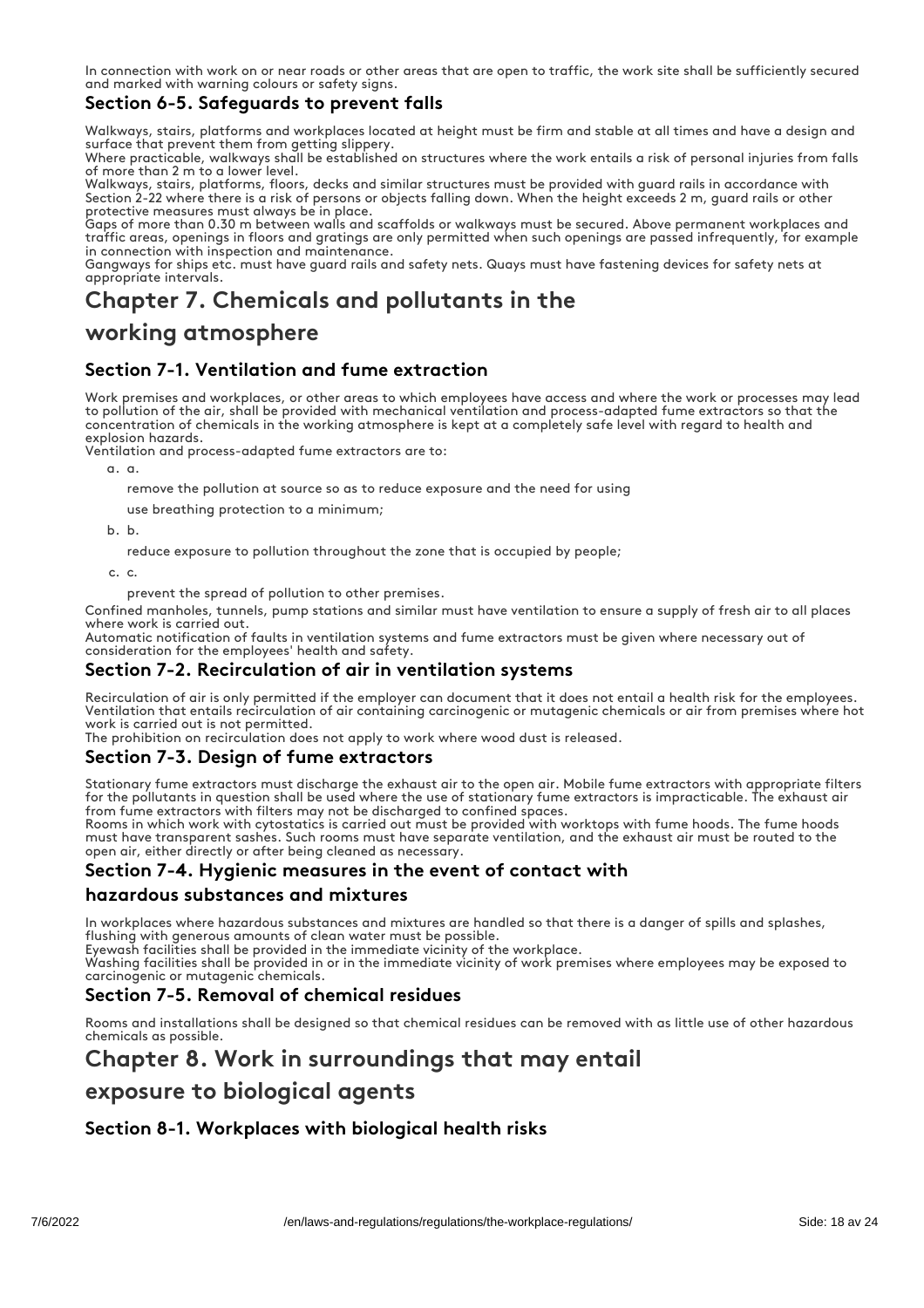In connection with work on or near roads or other areas that are open to traffic, the work site shall be sufficiently secured and marked with warning colours or safety signs.

### Section 6-5. Safeguards to prevent falls

Walkways, stairs, platforms and workplaces located at height must be firm and stable at all times and have a design and surface that prevent them from getting slippery.
Where practicable, walkways shall be established on structures where the work entails a risk of personal injuries from falls of more than 2 m to a lower level.
Walkways, stairs, platforms, floors, decks and similar structures must be provided with guard rails in accordance with Section 2-22 where there is a risk of persons or objects falling down. When the height exceeds 2 m, guard rails or other protective measures must always be in place.
Gaps of more than 0.30 m between walls and scaffolds or walkways must be secured. Above permanent workplaces and traffic areas, openings in floors and gratings are only permitted when such openings are passed infrequently, for example in connection with inspection and maintenance.
Gangways for ships etc. must have guard rails and safety nets. Quays must have fastening devices for safety nets at appropriate intervals.

## Chapter 7. Chemicals and pollutants in the working atmosphere

### Section 7-1. Ventilation and fume extraction

Work premises and workplaces, or other areas to which employees have access and where the work or processes may lead to pollution of the air, shall be provided with mechanical ventilation and process-adapted fume extractors so that the concentration of chemicals in the working atmosphere is kept at a completely safe level with regard to health and explosion hazards.
Ventilation and process-adapted fume extractors are to:

a. a.

remove the pollution at source so as to reduce exposure and the need for using

use breathing protection to a minimum;

b. b.

reduce exposure to pollution throughout the zone that is occupied by people;

c. c.

prevent the spread of pollution to other premises.

Confined manholes, tunnels, pump stations and similar must have ventilation to ensure a supply of fresh air to all places where work is carried out.
Automatic notification of faults in ventilation systems and fume extractors must be given where necessary out of consideration for the employees' health and safety.

### Section 7-2. Recirculation of air in ventilation systems

Recirculation of air is only permitted if the employer can document that it does not entail a health risk for the employees. Ventilation that entails recirculation of air containing carcinogenic or mutagenic chemicals or air from premises where hot work is carried out is not permitted.
The prohibition on recirculation does not apply to work where wood dust is released.

### Section 7-3. Design of fume extractors

Stationary fume extractors must discharge the exhaust air to the open air. Mobile fume extractors with appropriate filters for the pollutants in question shall be used where the use of stationary fume extractors is impracticable. The exhaust air from fume extractors with filters may not be discharged to confined spaces.
Rooms in which work with cytostatics is carried out must be provided with worktops with fume hoods. The fume hoods must have transparent sashes. Such rooms must have separate ventilation, and the exhaust air must be routed to the open air, either directly or after being cleaned as necessary.

### Section 7-4. Hygienic measures in the event of contact with hazardous substances and mixtures

In workplaces where hazardous substances and mixtures are handled so that there is a danger of spills and splashes, flushing with generous amounts of clean water must be possible.
Eyewash facilities shall be provided in the immediate vicinity of the workplace.
Washing facilities shall be provided in or in the immediate vicinity of work premises where employees may be exposed to carcinogenic or mutagenic chemicals.

### Section 7-5. Removal of chemical residues

Rooms and installations shall be designed so that chemical residues can be removed with as little use of other hazardous chemicals as possible.

## Chapter 8. Work in surroundings that may entail exposure to biological agents

### Section 8-1. Workplaces with biological health risks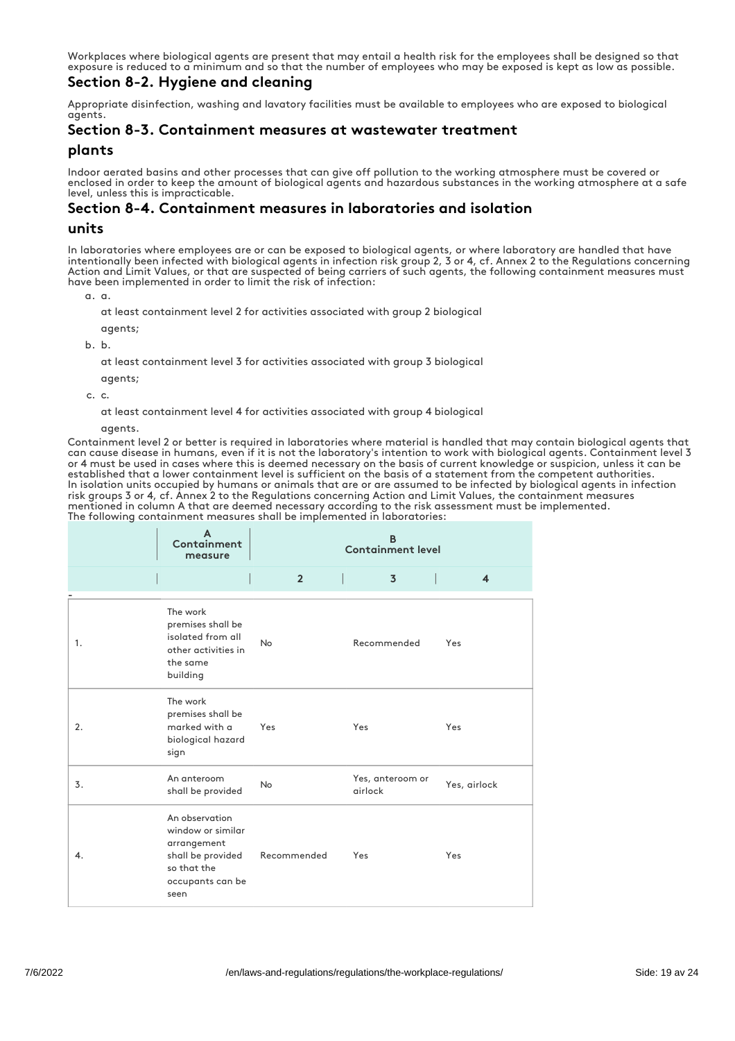Workplaces where biological agents are present that may entail a health risk for the employees shall be designed so that exposure is reduced to a minimum and so that the number of employees who may be exposed is kept as low as possible.

## Section 8-2. Hygiene and cleaning

Appropriate disinfection, washing and lavatory facilities must be available to employees who are exposed to biological agents.

## Section 8-3. Containment measures at wastewater treatment plants

Indoor aerated basins and other processes that can give off pollution to the working atmosphere must be covered or enclosed in order to keep the amount of biological agents and hazardous substances in the working atmosphere at a safe level, unless this is impracticable.

## Section 8-4. Containment measures in laboratories and isolation units

In laboratories where employees are or can be exposed to biological agents, or where laboratory are handled that have intentionally been infected with biological agents in infection risk group 2, 3 or 4, cf. Annex 2 to the Regulations concerning Action and Limit Values, or that are suspected of being carriers of such agents, the following containment measures must have been implemented in order to limit the risk of infection:

a. a.

at least containment level 2 for activities associated with group 2 biological agents;

b. b.

at least containment level 3 for activities associated with group 3 biological agents;

c. c.

at least containment level 4 for activities associated with group 4 biological agents.

Containment level 2 or better is required in laboratories where material is handled that may contain biological agents that can cause disease in humans, even if it is not the laboratory's intention to work with biological agents. Containment level 3 or 4 must be used in cases where this is deemed necessary on the basis of current knowledge or suspicion, unless it can be established that a lower containment level is sufficient on the basis of a statement from the competent authorities.
In isolation units occupied by humans or animals that are or are assumed to be infected by biological agents in infection risk groups 3 or 4, cf. Annex 2 to the Regulations concerning Action and Limit Values, the containment measures mentioned in column A that are deemed necessary according to the risk assessment must be implemented.
The following containment measures shall be implemented in laboratories:

| | A Containment measure | B Containment level | | |
|---|---|---|---|---|
| | | 2 | 3 | 4 |
| 1. | The work premises shall be isolated from all other activities in the same building | No | Recommended | Yes |
| 2. | The work premises shall be marked with a biological hazard sign | Yes | Yes | Yes |
| 3. | An anteroom shall be provided | No | Yes, anteroom or airlock | Yes, airlock |
| 4. | An observation window or similar arrangement shall be provided so that the occupants can be seen | Recommended | Yes | Yes |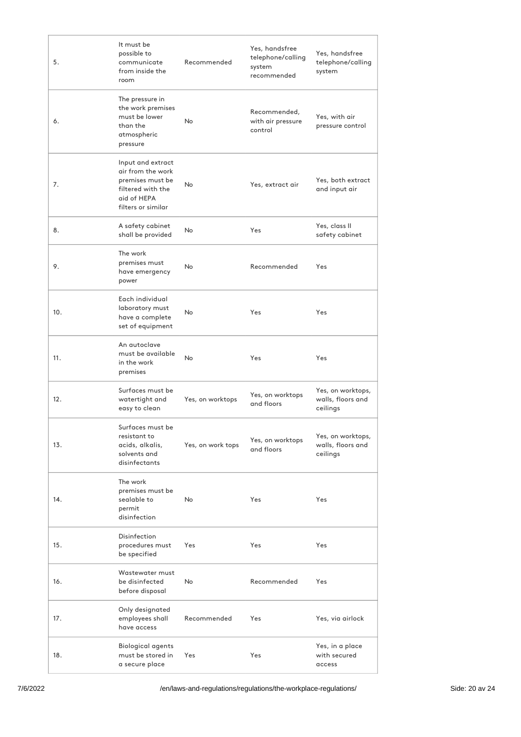| | | | | |
|---|---|---|---|---|
| 5. | It must be possible to communicate from inside the room | Recommended | Yes, handsfree telephone/calling system recommended | Yes, handsfree telephone/calling system |
| 6. | The pressure in the work premises must be lower than the atmospheric pressure | No | Recommended, with air pressure control | Yes, with air pressure control |
| 7. | Input and extract air from the work premises must be filtered with the aid of HEPA filters or similar | No | Yes, extract air | Yes, both extract and input air |
| 8. | A safety cabinet shall be provided | No | Yes | Yes, class II safety cabinet |
| 9. | The work premises must have emergency power | No | Recommended | Yes |
| 10. | Each individual laboratory must have a complete set of equipment | No | Yes | Yes |
| 11. | An autoclave must be available in the work premises | No | Yes | Yes |
| 12. | Surfaces must be watertight and easy to clean | Yes, on worktops | Yes, on worktops and floors | Yes, on worktops, walls, floors and ceilings |
| 13. | Surfaces must be resistant to acids, alkalis, solvents and disinfectants | Yes, on work tops | Yes, on worktops and floors | Yes, on worktops, walls, floors and ceilings |
| 14. | The work premises must be sealable to permit disinfection | No | Yes | Yes |
| 15. | Disinfection procedures must be specified | Yes | Yes | Yes |
| 16. | Wastewater must be disinfected before disposal | No | Recommended | Yes |
| 17. | Only designated employees shall have access | Recommended | Yes | Yes, via airlock |
| 18. | Biological agents must be stored in a secure place | Yes | Yes | Yes, in a place with secured access |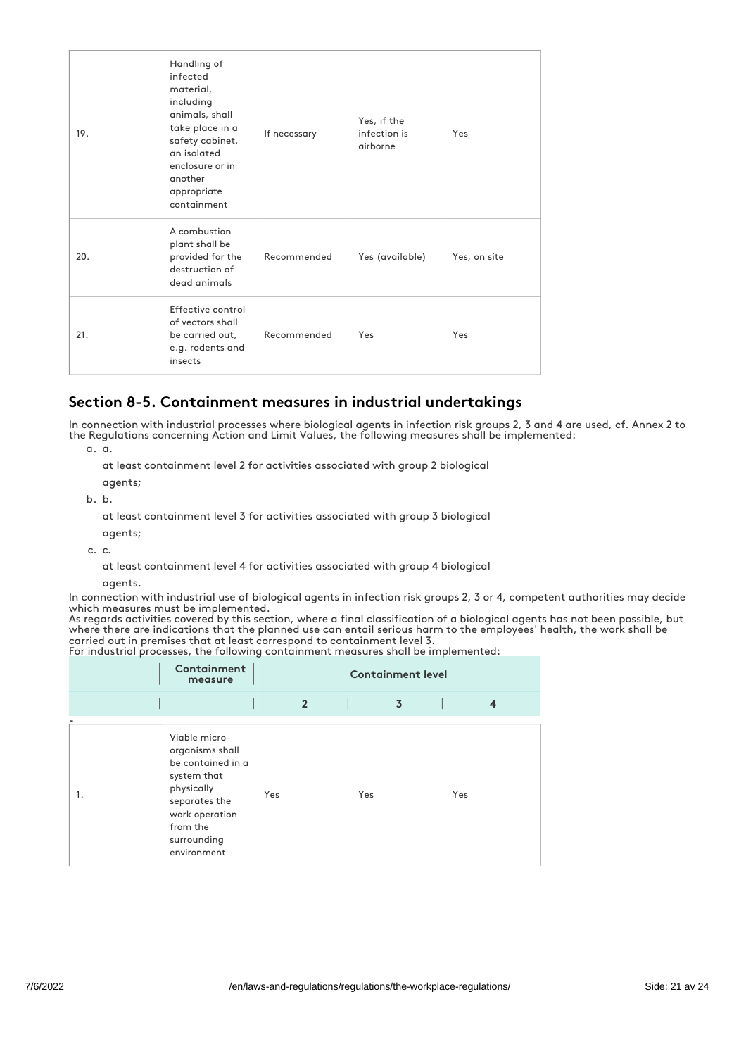| | | | | |
|---|---|---|---|---|
| 19. | Handling of infected material, including animals, shall take place in a safety cabinet, an isolated enclosure or in another appropriate containment | If necessary | Yes, if the infection is airborne | Yes |
| 20. | A combustion plant shall be provided for the destruction of dead animals | Recommended | Yes (available) | Yes, on site |
| 21. | Effective control of vectors shall be carried out, e.g. rodents and insects | Recommended | Yes | Yes |

## Section 8-5. Containment measures in industrial undertakings

In connection with industrial processes where biological agents in infection risk groups 2, 3 and 4 are used, cf. Annex 2 to the Regulations concerning Action and Limit Values, the following measures shall be implemented:

a. a.

at least containment level 2 for activities associated with group 2 biological agents;

b. b.

at least containment level 3 for activities associated with group 3 biological agents;

c. c.

at least containment level 4 for activities associated with group 4 biological agents.

In connection with industrial use of biological agents in infection risk groups 2, 3 or 4, competent authorities may decide which measures must be implemented.

As regards activities covered by this section, where a final classification of a biological agents has not been possible, but where there are indications that the planned use can entail serious harm to the employees' health, the work shall be carried out in premises that at least correspond to containment level 3.

For industrial processes, the following containment measures shall be implemented:

| | Containment measure | Containment level | | |
|---|---|---|---|---|
| | | 2 | 3 | 4 |
| 1. | Viable micro-organisms shall be contained in a system that physically separates the work operation from the surrounding environment | Yes | Yes | Yes |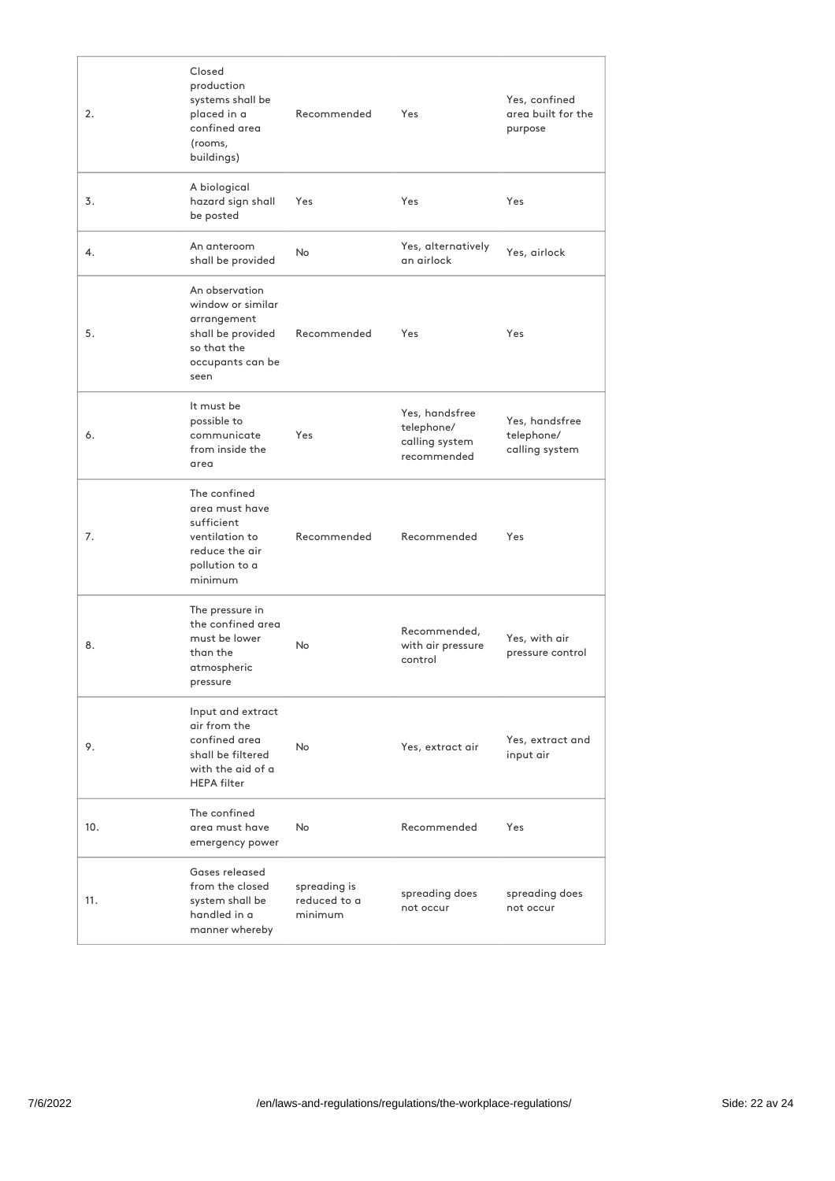| | | | | |
|---|---|---|---|---|
| 2. | Closed production systems shall be placed in a confined area (rooms, buildings) | Recommended | Yes | Yes, confined area built for the purpose |
| 3. | A biological hazard sign shall be posted | Yes | Yes | Yes |
| 4. | An anteroom shall be provided | No | Yes, alternatively an airlock | Yes, airlock |
| 5. | An observation window or similar arrangement shall be provided so that the occupants can be seen | Recommended | Yes | Yes |
| 6. | It must be possible to communicate from inside the area | Yes | Yes, handsfree telephone/ calling system recommended | Yes, handsfree telephone/ calling system |
| 7. | The confined area must have sufficient ventilation to reduce the air pollution to a minimum | Recommended | Recommended | Yes |
| 8. | The pressure in the confined area must be lower than the atmospheric pressure | No | Recommended, with air pressure control | Yes, with air pressure control |
| 9. | Input and extract air from the confined area shall be filtered with the aid of a HEPA filter | No | Yes, extract air | Yes, extract and input air |
| 10. | The confined area must have emergency power | No | Recommended | Yes |
| 11. | Gases released from the closed system shall be handled in a manner whereby | spreading is reduced to a minimum | spreading does not occur | spreading does not occur |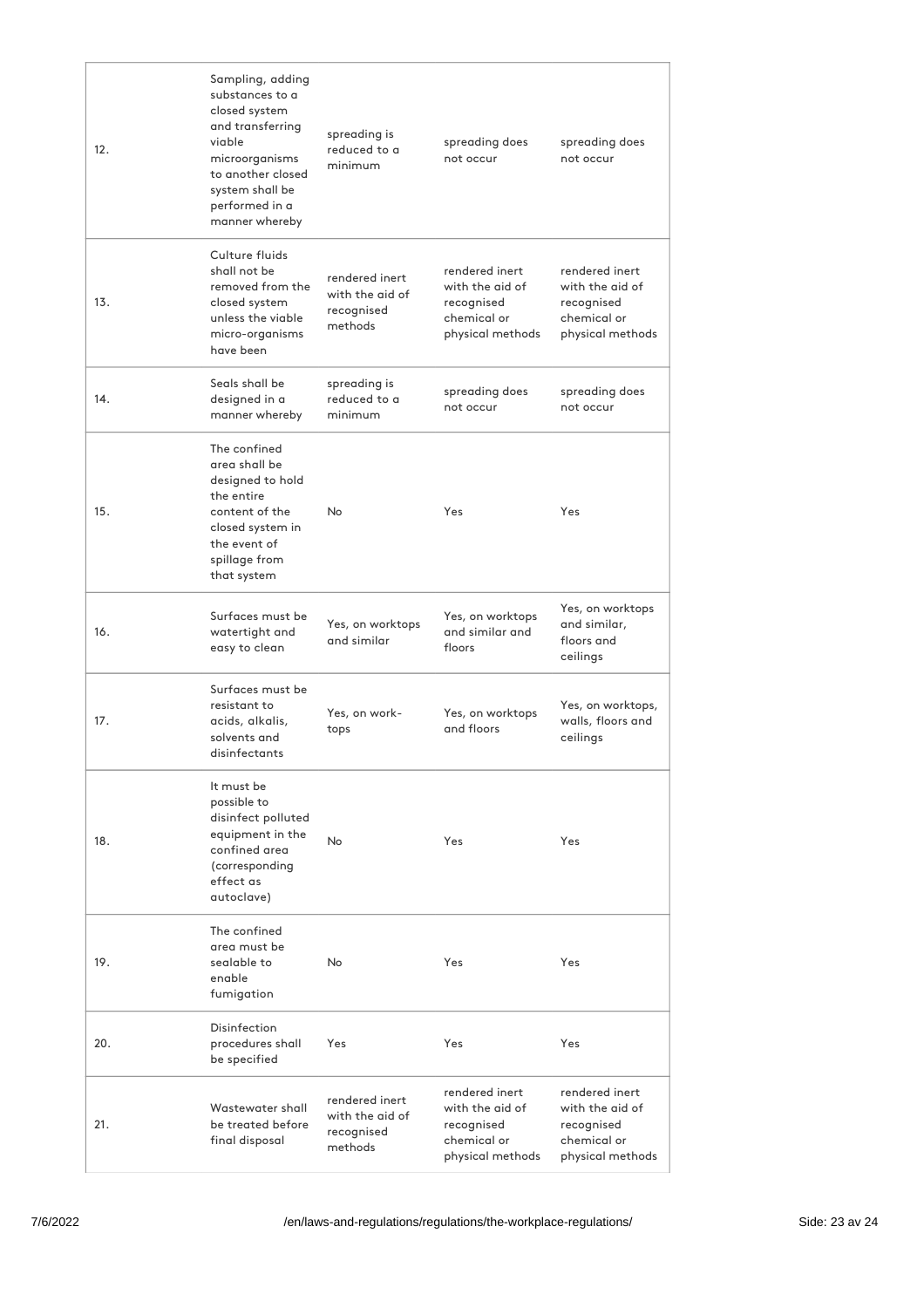| | | | | |
|---|---|---|---|---|
| 12. | Sampling, adding substances to a closed system and transferring viable microorganisms to another closed system shall be performed in a manner whereby | spreading is reduced to a minimum | spreading does not occur | spreading does not occur |
| 13. | Culture fluids shall not be removed from the closed system unless the viable micro-organisms have been | rendered inert with the aid of recognised methods | rendered inert with the aid of recognised chemical or physical methods | rendered inert with the aid of recognised chemical or physical methods |
| 14. | Seals shall be designed in a manner whereby | spreading is reduced to a minimum | spreading does not occur | spreading does not occur |
| 15. | The confined area shall be designed to hold the entire content of the closed system in the event of spillage from that system | No | Yes | Yes |
| 16. | Surfaces must be watertight and easy to clean | Yes, on worktops and similar | Yes, on worktops and similar and floors | Yes, on worktops and similar, floors and ceilings |
| 17. | Surfaces must be resistant to acids, alkalis, solvents and disinfectants | Yes, on work-tops | Yes, on worktops and floors | Yes, on worktops, walls, floors and ceilings |
| 18. | It must be possible to disinfect polluted equipment in the confined area (corresponding effect as autoclave) | No | Yes | Yes |
| 19. | The confined area must be sealable to enable fumigation | No | Yes | Yes |
| 20. | Disinfection procedures shall be specified | Yes | Yes | Yes |
| 21. | Wastewater shall be treated before final disposal | rendered inert with the aid of recognised methods | rendered inert with the aid of recognised chemical or physical methods | rendered inert with the aid of recognised chemical or physical methods |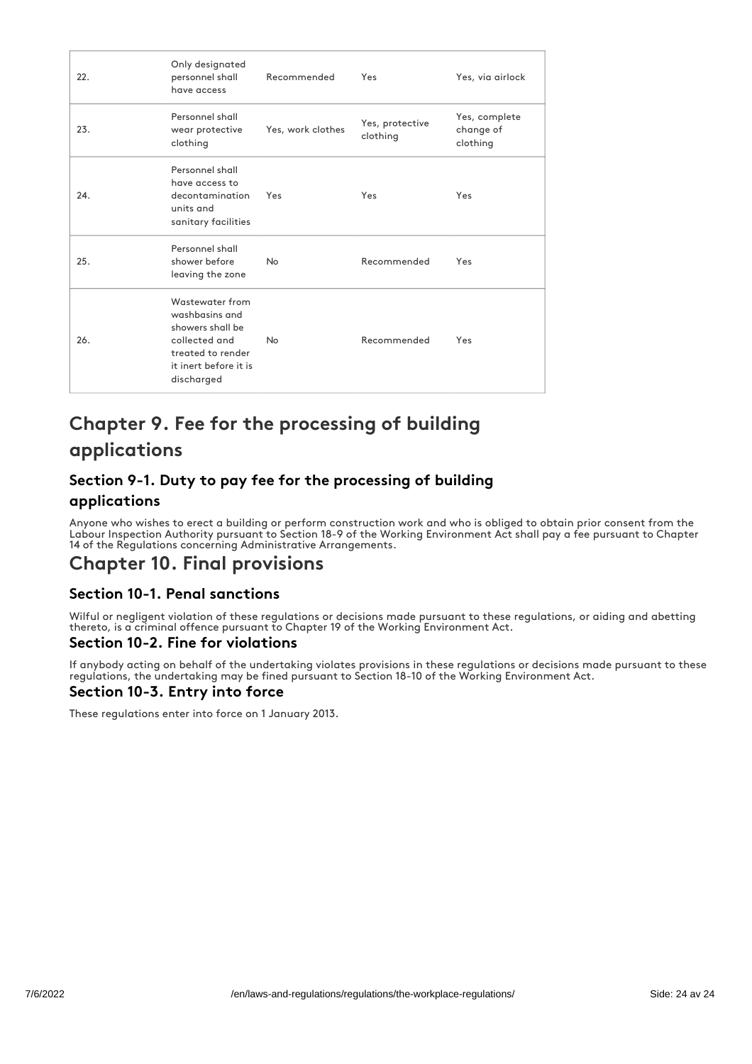| | | | | |
|---|---|---|---|---|
| 22. | Only designated personnel shall have access | Recommended | Yes | Yes, via airlock |
| 23. | Personnel shall wear protective clothing | Yes, work clothes | Yes, protective clothing | Yes, complete change of clothing |
| 24. | Personnel shall have access to decontamination units and sanitary facilities | Yes | Yes | Yes |
| 25. | Personnel shall shower before leaving the zone | No | Recommended | Yes |
| 26. | Wastewater from washbasins and showers shall be collected and treated to render it inert before it is discharged | No | Recommended | Yes |

# Chapter 9. Fee for the processing of building applications

## Section 9-1. Duty to pay fee for the processing of building applications

Anyone who wishes to erect a building or perform construction work and who is obliged to obtain prior consent from the Labour Inspection Authority pursuant to Section 18-9 of the Working Environment Act shall pay a fee pursuant to Chapter 14 of the Regulations concerning Administrative Arrangements.

# Chapter 10. Final provisions

## Section 10-1. Penal sanctions

Wilful or negligent violation of these regulations or decisions made pursuant to these regulations, or aiding and abetting thereto, is a criminal offence pursuant to Chapter 19 of the Working Environment Act.

## Section 10-2. Fine for violations

If anybody acting on behalf of the undertaking violates provisions in these regulations or decisions made pursuant to these regulations, the undertaking may be fined pursuant to Section 18-10 of the Working Environment Act.

## Section 10-3. Entry into force

These regulations enter into force on 1 January 2013.